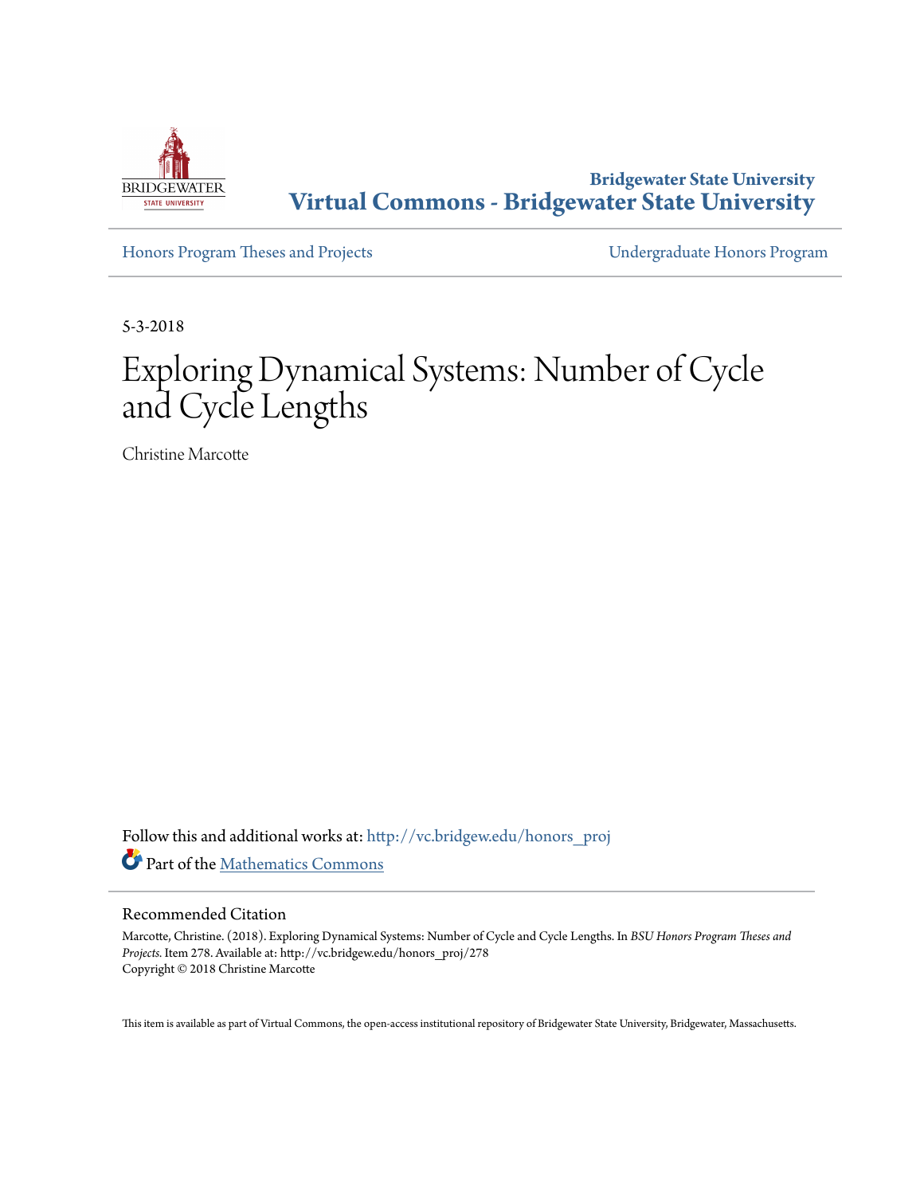Bridgewater State University

# Virtual Commons - Bridgewater State University

Honors Program Theses and Projects

Undergraduate Honors Program

5-3-2018

# Exploring Dynamical Systems: Number of Cycle and Cycle Lengths

Christine Marcotte

Follow this and additional works at: http://vc.bridgew.edu/honors_proj

Part of the Mathematics Commons

## Recommended Citation

Marcotte, Christine. (2018). Exploring Dynamical Systems: Number of Cycle and Cycle Lengths. In *BSU Honors Program Theses and Projects.* Item 278. Available at: http://vc.bridgew.edu/honors_proj/278
Copyright © 2018 Christine Marcotte

This item is available as part of Virtual Commons, the open-access institutional repository of Bridgewater State University, Bridgewater, Massachusetts.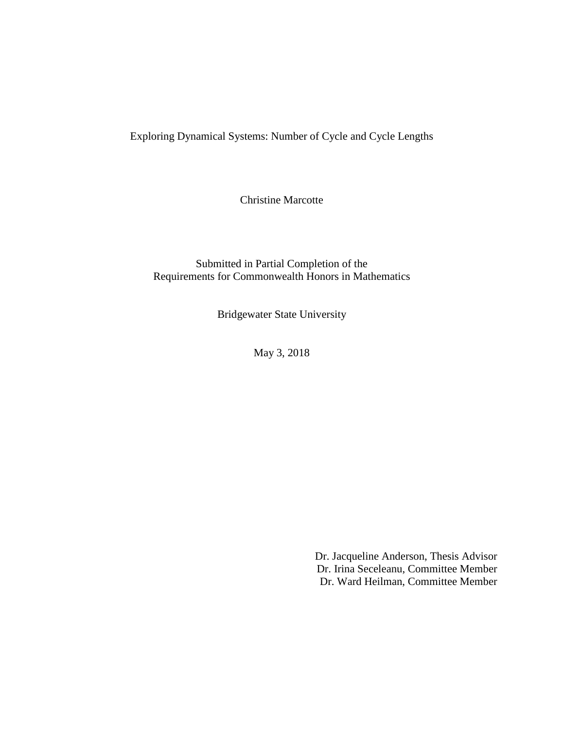# Exploring Dynamical Systems: Number of Cycle and Cycle Lengths

Christine Marcotte

Submitted in Partial Completion of the
Requirements for Commonwealth Honors in Mathematics

Bridgewater State University

May 3, 2018

Dr. Jacqueline Anderson, Thesis Advisor
Dr. Irina Seceleanu, Committee Member
Dr. Ward Heilman, Committee Member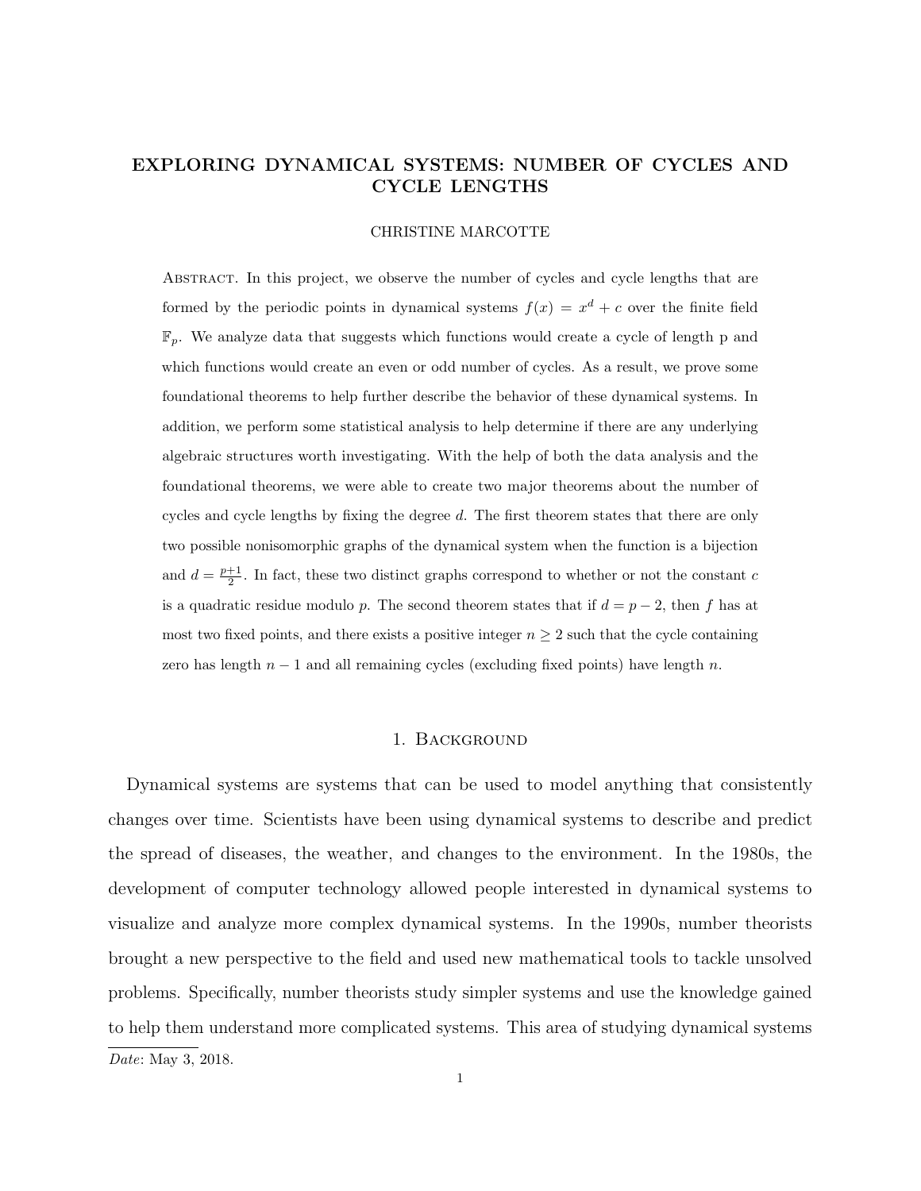# EXPLORING DYNAMICAL SYSTEMS: NUMBER OF CYCLES AND CYCLE LENGTHS

CHRISTINE MARCOTTE

Abstract. In this project, we observe the number of cycles and cycle lengths that are formed by the periodic points in dynamical systems $f(x) = x^d + c$ over the finite field $\mathbb{F}_p$. We analyze data that suggests which functions would create a cycle of length p and which functions would create an even or odd number of cycles. As a result, we prove some foundational theorems to help further describe the behavior of these dynamical systems. In addition, we perform some statistical analysis to help determine if there are any underlying algebraic structures worth investigating. With the help of both the data analysis and the foundational theorems, we were able to create two major theorems about the number of cycles and cycle lengths by fixing the degree $d$. The first theorem states that there are only two possible nonisomorphic graphs of the dynamical system when the function is a bijection and $d = \frac{p+1}{2}$. In fact, these two distinct graphs correspond to whether or not the constant $c$ is a quadratic residue modulo $p$. The second theorem states that if $d = p - 2$, then $f$ has at most two fixed points, and there exists a positive integer $n \geq 2$ such that the cycle containing zero has length $n - 1$ and all remaining cycles (excluding fixed points) have length $n$.

## 1. Background

Dynamical systems are systems that can be used to model anything that consistently changes over time. Scientists have been using dynamical systems to describe and predict the spread of diseases, the weather, and changes to the environment. In the 1980s, the development of computer technology allowed people interested in dynamical systems to visualize and analyze more complex dynamical systems. In the 1990s, number theorists brought a new perspective to the field and used new mathematical tools to tackle unsolved problems. Specifically, number theorists study simpler systems and use the knowledge gained to help them understand more complicated systems. This area of studying dynamical systems

*Date*: May 3, 2018.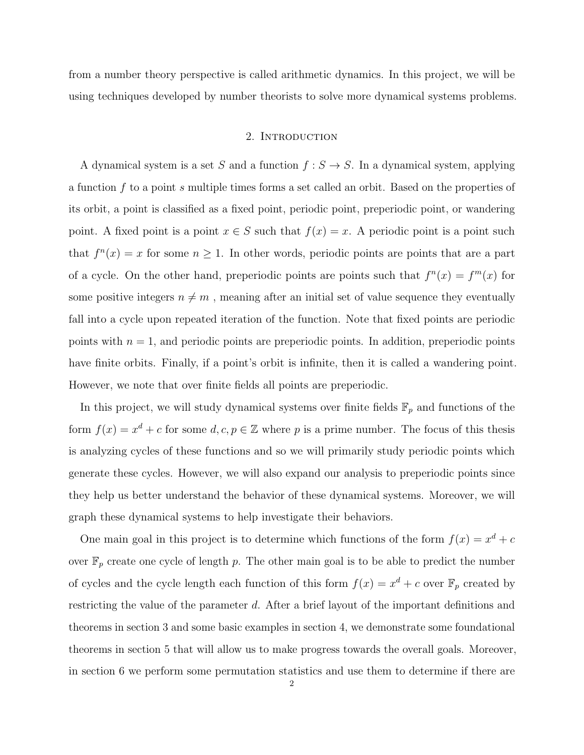from a number theory perspective is called arithmetic dynamics. In this project, we will be using techniques developed by number theorists to solve more dynamical systems problems.

## 2. Introduction

A dynamical system is a set $S$ and a function $f : S \to S$. In a dynamical system, applying a function $f$ to a point $s$ multiple times forms a set called an orbit. Based on the properties of its orbit, a point is classified as a fixed point, periodic point, preperiodic point, or wandering point. A fixed point is a point $x \in S$ such that $f(x) = x$. A periodic point is a point such that $f^n(x) = x$ for some $n \geq 1$. In other words, periodic points are points that are a part of a cycle. On the other hand, preperiodic points are points such that $f^n(x) = f^m(x)$ for some positive integers $n \neq m$ , meaning after an initial set of value sequence they eventually fall into a cycle upon repeated iteration of the function. Note that fixed points are periodic points with $n = 1$, and periodic points are preperiodic points. In addition, preperiodic points have finite orbits. Finally, if a point's orbit is infinite, then it is called a wandering point. However, we note that over finite fields all points are preperiodic.

In this project, we will study dynamical systems over finite fields $\mathbb{F}_p$ and functions of the form $f(x) = x^d + c$ for some $d, c, p \in \mathbb{Z}$ where $p$ is a prime number. The focus of this thesis is analyzing cycles of these functions and so we will primarily study periodic points which generate these cycles. However, we will also expand our analysis to preperiodic points since they help us better understand the behavior of these dynamical systems. Moreover, we will graph these dynamical systems to help investigate their behaviors.

One main goal in this project is to determine which functions of the form $f(x) = x^d + c$ over $\mathbb{F}_p$ create one cycle of length $p$. The other main goal is to be able to predict the number of cycles and the cycle length each function of this form $f(x) = x^d + c$ over $\mathbb{F}_p$ created by restricting the value of the parameter $d$. After a brief layout of the important definitions and theorems in section 3 and some basic examples in section 4, we demonstrate some foundational theorems in section 5 that will allow us to make progress towards the overall goals. Moreover, in section 6 we perform some permutation statistics and use them to determine if there are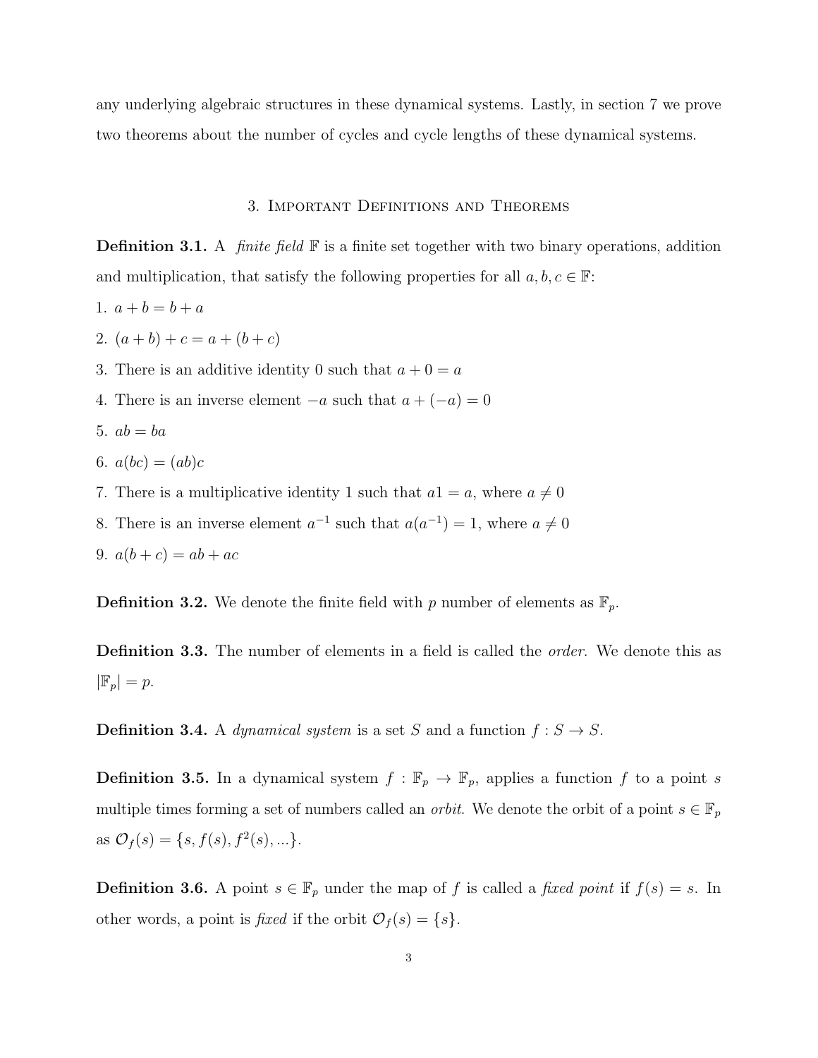any underlying algebraic structures in these dynamical systems. Lastly, in section 7 we prove two theorems about the number of cycles and cycle lengths of these dynamical systems.

## 3. Important Definitions and Theorems

**Definition 3.1.** A *finite field* $\mathbb{F}$ is a finite set together with two binary operations, addition and multiplication, that satisfy the following properties for all $a, b, c \in \mathbb{F}$:

1. $a + b = b + a$
2. $(a + b) + c = a + (b + c)$
3. There is an additive identity 0 such that $a + 0 = a$
4. There is an inverse element $-a$ such that $a + (-a) = 0$
5. $ab = ba$
6. $a(bc) = (ab)c$
7. There is a multiplicative identity 1 such that $a1 = a$, where $a \neq 0$
8. There is an inverse element $a^{-1}$ such that $a(a^{-1}) = 1$, where $a \neq 0$
9. $a(b + c) = ab + ac$

**Definition 3.2.** We denote the finite field with $p$ number of elements as $\mathbb{F}_p$.

**Definition 3.3.** The number of elements in a field is called the *order*. We denote this as $|\mathbb{F}_p| = p$.

**Definition 3.4.** A *dynamical system* is a set $S$ and a function $f : S \to S$.

**Definition 3.5.** In a dynamical system $f : \mathbb{F}_p \to \mathbb{F}_p$, applies a function $f$ to a point $s$ multiple times forming a set of numbers called an *orbit*. We denote the orbit of a point $s \in \mathbb{F}_p$ as $\mathcal{O}_f(s) = \{s, f(s), f^2(s), ...\}$.

**Definition 3.6.** A point $s \in \mathbb{F}_p$ under the map of $f$ is called a *fixed point* if $f(s) = s$. In other words, a point is *fixed* if the orbit $\mathcal{O}_f(s) = \{s\}$.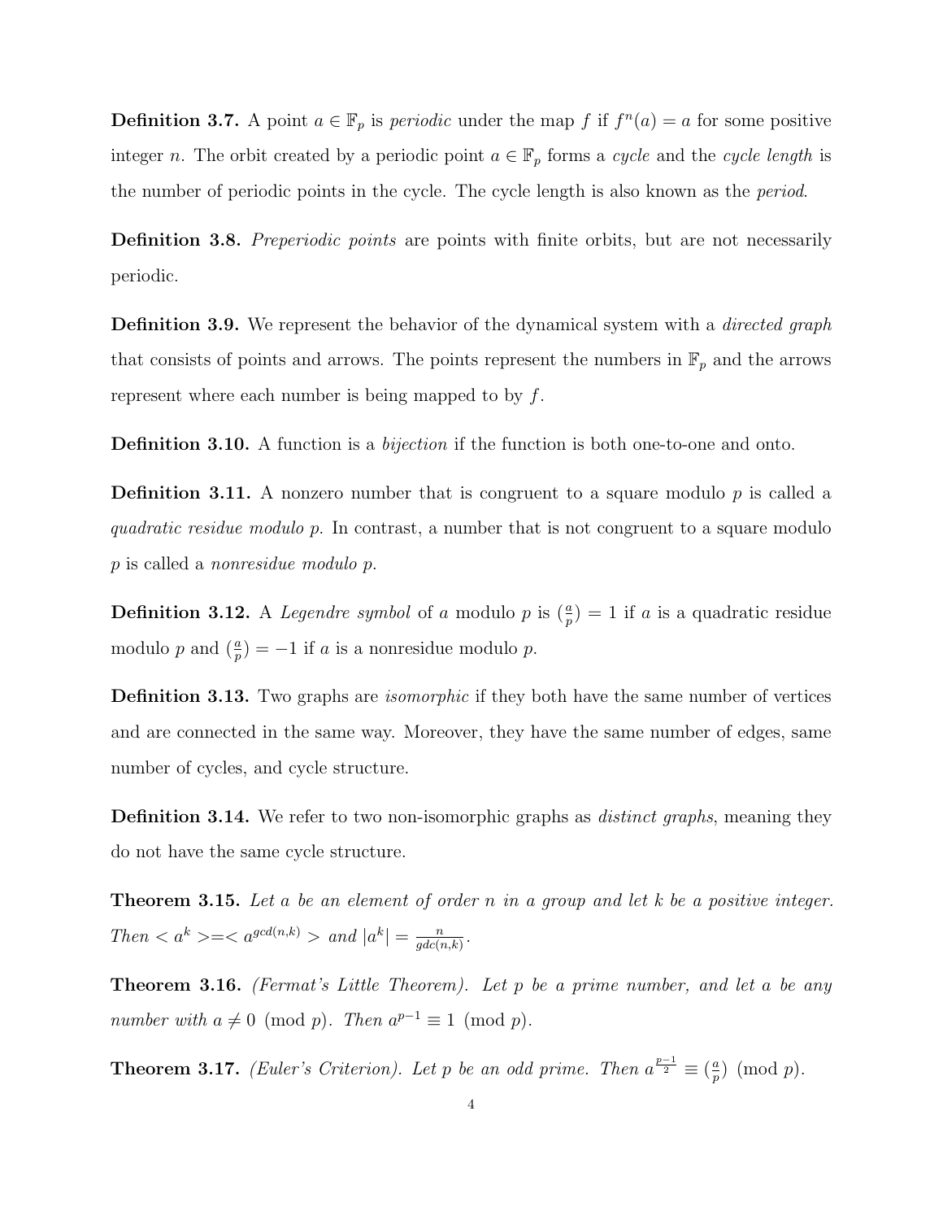**Definition 3.7.** A point $a \in \mathbb{F}_p$ is *periodic* under the map $f$ if $f^n(a) = a$ for some positive integer $n$. The orbit created by a periodic point $a \in \mathbb{F}_p$ forms a *cycle* and the *cycle length* is the number of periodic points in the cycle. The cycle length is also known as the *period*.

**Definition 3.8.** *Preperiodic points* are points with finite orbits, but are not necessarily periodic.

**Definition 3.9.** We represent the behavior of the dynamical system with a *directed graph* that consists of points and arrows. The points represent the numbers in $\mathbb{F}_p$ and the arrows represent where each number is being mapped to by $f$.

**Definition 3.10.** A function is a *bijection* if the function is both one-to-one and onto.

**Definition 3.11.** A nonzero number that is congruent to a square modulo $p$ is called a *quadratic residue modulo p*. In contrast, a number that is not congruent to a square modulo $p$ is called a *nonresidue modulo p*.

**Definition 3.12.** A *Legendre symbol* of $a$ modulo $p$ is $(\frac{a}{p}) = 1$ if $a$ is a quadratic residue modulo $p$ and $(\frac{a}{p}) = -1$ if $a$ is a nonresidue modulo $p$.

**Definition 3.13.** Two graphs are *isomorphic* if they both have the same number of vertices and are connected in the same way. Moreover, they have the same number of edges, same number of cycles, and cycle structure.

**Definition 3.14.** We refer to two non-isomorphic graphs as *distinct graphs*, meaning they do not have the same cycle structure.

**Theorem 3.15.** *Let $a$ be an element of order $n$ in a group and let $k$ be a positive integer. Then $< a^k > = < a^{gcd(n,k)} >$ and $|a^k| = \frac{n}{gdc(n,k)}$.*

**Theorem 3.16.** *(Fermat's Little Theorem). Let $p$ be a prime number, and let $a$ be any number with $a \not\equiv 0 \pmod{p}$. Then $a^{p-1} \equiv 1 \pmod{p}$.*

**Theorem 3.17.** *(Euler's Criterion). Let $p$ be an odd prime. Then $a^{\frac{p-1}{2}} \equiv (\frac{a}{p}) \pmod{p}$.*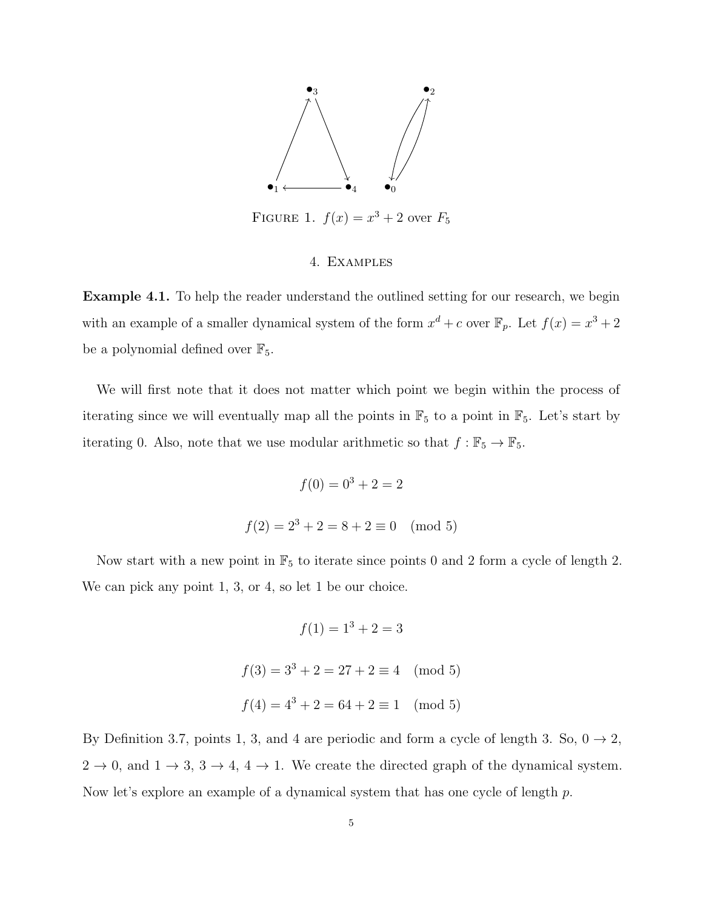FIGURE 1. $f(x) = x^3 + 2$ over $F_5$

## 4. Examples

**Example 4.1.** To help the reader understand the outlined setting for our research, we begin with an example of a smaller dynamical system of the form $x^d + c$ over $\mathbb{F}_p$. Let $f(x) = x^3 + 2$ be a polynomial defined over $\mathbb{F}_5$.

We will first note that it does not matter which point we begin within the process of iterating since we will eventually map all the points in $\mathbb{F}_5$ to a point in $\mathbb{F}_5$. Let's start by iterating 0. Also, note that we use modular arithmetic so that $f : \mathbb{F}_5 \to \mathbb{F}_5$.

$$f(0) = 0^3 + 2 = 2$$

$$f(2) = 2^3 + 2 = 8 + 2 \equiv 0 \pmod 5$$

Now start with a new point in $\mathbb{F}_5$ to iterate since points 0 and 2 form a cycle of length 2. We can pick any point 1, 3, or 4, so let 1 be our choice.

$$f(1) = 1^3 + 2 = 3$$

$$f(3) = 3^3 + 2 = 27 + 2 \equiv 4 \pmod 5$$

$$f(4) = 4^3 + 2 = 64 + 2 \equiv 1 \pmod 5$$

By Definition 3.7, points 1, 3, and 4 are periodic and form a cycle of length 3. So, $0 \to 2$, $2 \to 0$, and $1 \to 3$, $3 \to 4$, $4 \to 1$. We create the directed graph of the dynamical system. Now let's explore an example of a dynamical system that has one cycle of length $p$.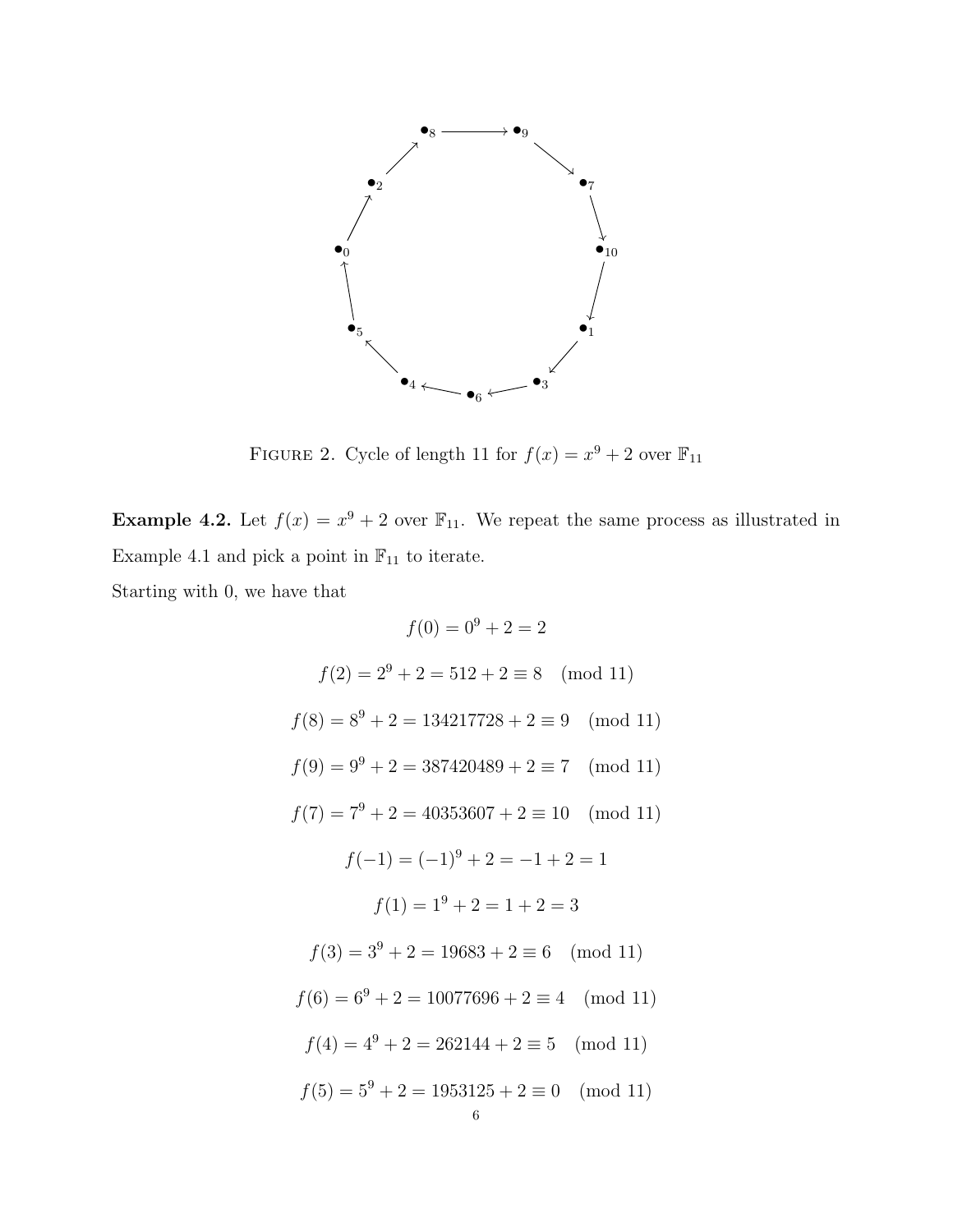FIGURE 2. Cycle of length 11 for $f(x) = x^9 + 2$ over $\mathbb{F}_{11}$

**Example 4.2.** Let $f(x) = x^9 + 2$ over $\mathbb{F}_{11}$. We repeat the same process as illustrated in Example 4.1 and pick a point in $\mathbb{F}_{11}$ to iterate.

Starting with 0, we have that

$$f(0) = 0^9 + 2 = 2$$

$$f(2) = 2^9 + 2 = 512 + 2 \equiv 8 \pmod{11}$$

$$f(8) = 8^9 + 2 = 134217728 + 2 \equiv 9 \pmod{11}$$

$$f(9) = 9^9 + 2 = 387420489 + 2 \equiv 7 \pmod{11}$$

$$f(7) = 7^9 + 2 = 40353607 + 2 \equiv 10 \pmod{11}$$

$$f(-1) = (-1)^9 + 2 = -1 + 2 = 1$$

$$f(1) = 1^9 + 2 = 1 + 2 = 3$$

$$f(3) = 3^9 + 2 = 19683 + 2 \equiv 6 \pmod{11}$$

$$f(6) = 6^9 + 2 = 10077696 + 2 \equiv 4 \pmod{11}$$

$$f(4) = 4^9 + 2 = 262144 + 2 \equiv 5 \pmod{11}$$

$$f(5) = 5^9 + 2 = 1953125 + 2 \equiv 0 \pmod{11}$$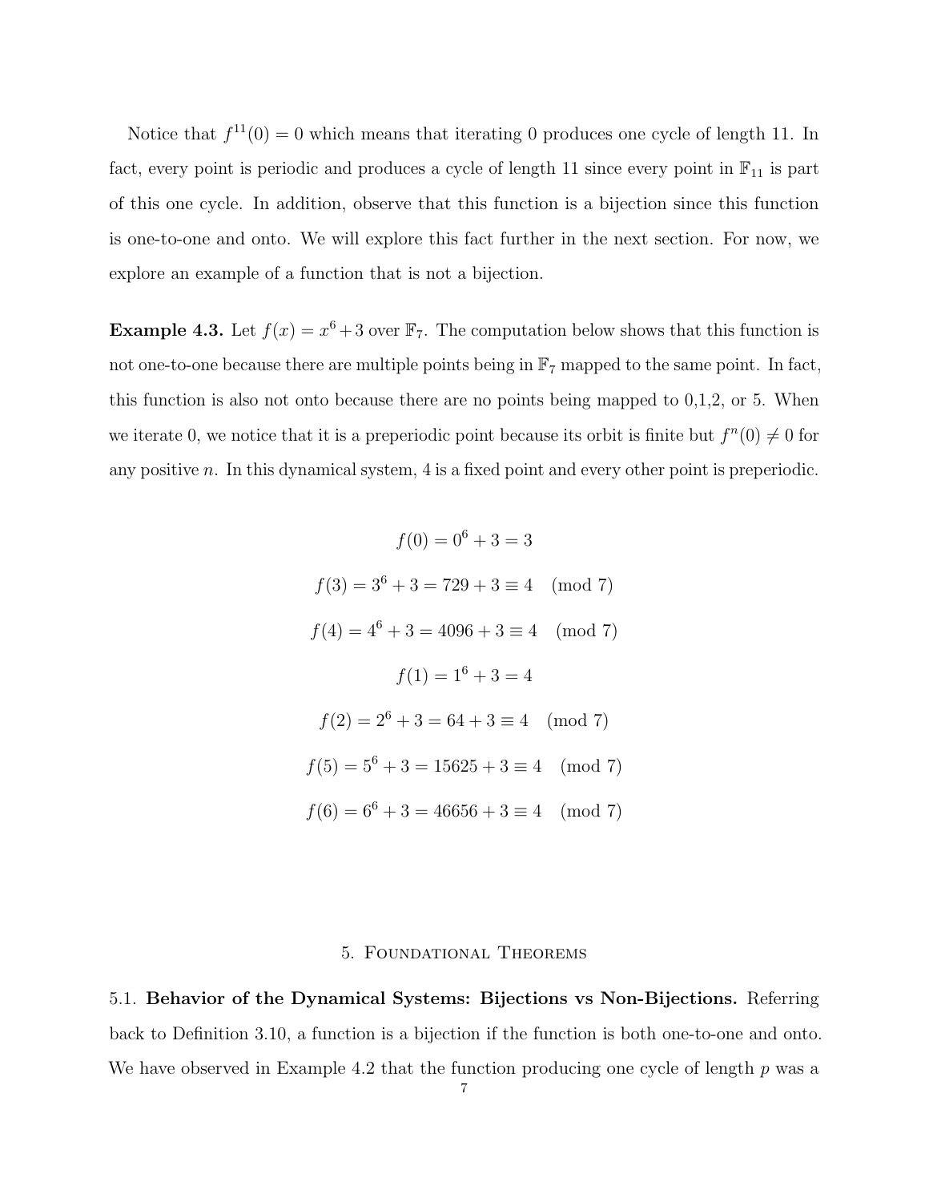Notice that $f^{11}(0) = 0$ which means that iterating 0 produces one cycle of length 11. In fact, every point is periodic and produces a cycle of length 11 since every point in $\mathbb{F}_{11}$ is part of this one cycle. In addition, observe that this function is a bijection since this function is one-to-one and onto. We will explore this fact further in the next section. For now, we explore an example of a function that is not a bijection.

**Example 4.3.** Let $f(x) = x^6 + 3$ over $\mathbb{F}_7$. The computation below shows that this function is not one-to-one because there are multiple points being in $\mathbb{F}_7$ mapped to the same point. In fact, this function is also not onto because there are no points being mapped to 0,1,2, or 5. When we iterate 0, we notice that it is a preperiodic point because its orbit is finite but $f^n(0) \neq 0$ for any positive $n$. In this dynamical system, 4 is a fixed point and every other point is preperiodic.

$$f(0) = 0^6 + 3 = 3$$

$$f(3) = 3^6 + 3 = 729 + 3 \equiv 4 \pmod 7$$

$$f(4) = 4^6 + 3 = 4096 + 3 \equiv 4 \pmod 7$$

$$f(1) = 1^6 + 3 = 4$$

$$f(2) = 2^6 + 3 = 64 + 3 \equiv 4 \pmod 7$$

$$f(5) = 5^6 + 3 = 15625 + 3 \equiv 4 \pmod 7$$

$$f(6) = 6^6 + 3 = 46656 + 3 \equiv 4 \pmod 7$$

## 5. Foundational Theorems

5.1. **Behavior of the Dynamical Systems: Bijections vs Non-Bijections.** Referring back to Definition 3.10, a function is a bijection if the function is both one-to-one and onto. We have observed in Example 4.2 that the function producing one cycle of length $p$ was a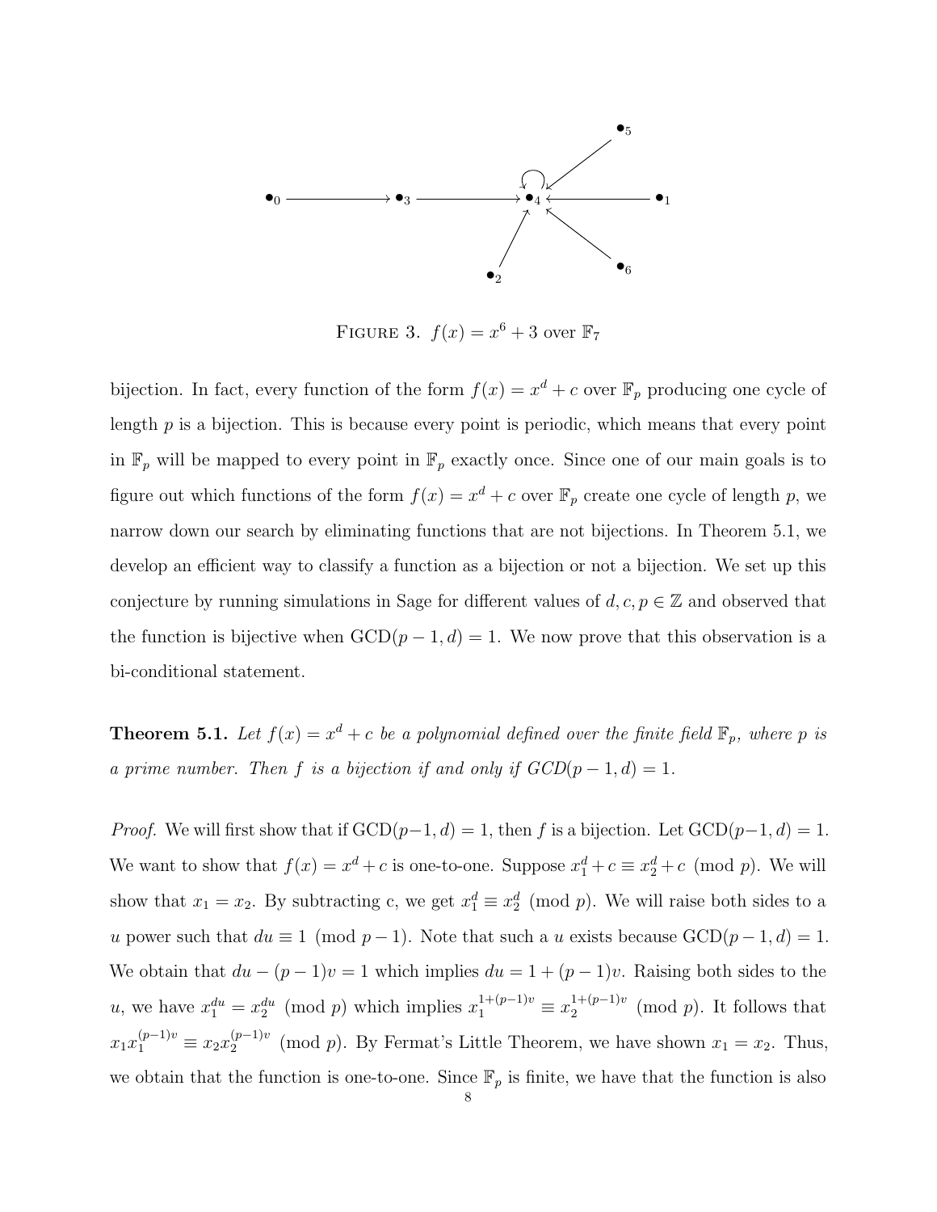FIGURE 3. $f(x) = x^6 + 3$ over $\mathbb{F}_7$

bijection. In fact, every function of the form $f(x) = x^d + c$ over $\mathbb{F}_p$ producing one cycle of length $p$ is a bijection. This is because every point is periodic, which means that every point in $\mathbb{F}_p$ will be mapped to every point in $\mathbb{F}_p$ exactly once. Since one of our main goals is to figure out which functions of the form $f(x) = x^d + c$ over $\mathbb{F}_p$ create one cycle of length $p$, we narrow down our search by eliminating functions that are not bijections. In Theorem 5.1, we develop an efficient way to classify a function as a bijection or not a bijection. We set up this conjecture by running simulations in Sage for different values of $d, c, p \in \mathbb{Z}$ and observed that the function is bijective when $\text{GCD}(p-1, d) = 1$. We now prove that this observation is a bi-conditional statement.

**Theorem 5.1.** *Let $f(x) = x^d + c$ be a polynomial defined over the finite field $\mathbb{F}_p$, where $p$ is a prime number. Then $f$ is a bijection if and only if $GCD(p-1, d) = 1$.*

*Proof.* We will first show that if $\text{GCD}(p-1, d) = 1$, then $f$ is a bijection. Let $\text{GCD}(p-1, d) = 1$. We want to show that $f(x) = x^d + c$ is one-to-one. Suppose $x_1^d + c \equiv x_2^d + c \pmod{p}$. We will show that $x_1 = x_2$. By subtracting c, we get $x_1^d \equiv x_2^d \pmod{p}$. We will raise both sides to a $u$ power such that $du \equiv 1 \pmod{p-1}$. Note that such a $u$ exists because $\text{GCD}(p-1, d) = 1$. We obtain that $du - (p-1)v = 1$ which implies $du = 1 + (p-1)v$. Raising both sides to the $u$, we have $x_1^{du} = x_2^{du} \pmod{p}$ which implies $x_1^{1+(p-1)v} \equiv x_2^{1+(p-1)v} \pmod{p}$. It follows that $x_1 x_1^{(p-1)v} \equiv x_2 x_2^{(p-1)v} \pmod{p}$. By Fermat's Little Theorem, we have shown $x_1 = x_2$. Thus, we obtain that the function is one-to-one. Since $\mathbb{F}_p$ is finite, we have that the function is also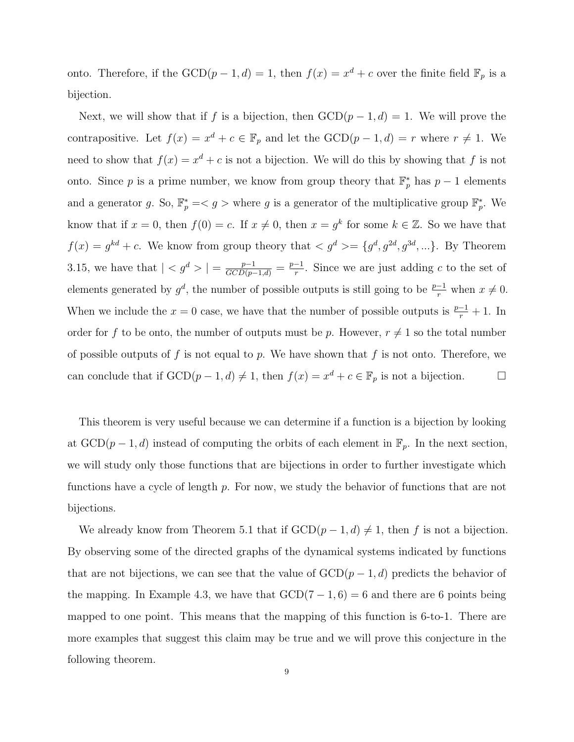onto. Therefore, if the $\text{GCD}(p-1, d) = 1$, then $f(x) = x^d + c$ over the finite field $\mathbb{F}_p$ is a bijection.

Next, we will show that if $f$ is a bijection, then $\text{GCD}(p-1, d) = 1$. We will prove the contrapositive. Let $f(x) = x^d + c \in \mathbb{F}_p$ and let the $\text{GCD}(p-1, d) = r$ where $r \neq 1$. We need to show that $f(x) = x^d + c$ is not a bijection. We will do this by showing that $f$ is not onto. Since $p$ is a prime number, we know from group theory that $\mathbb{F}_p^*$ has $p-1$ elements and a generator $g$. So, $\mathbb{F}_p^* = < g >$ where $g$ is a generator of the multiplicative group $\mathbb{F}_p^*$. We know that if $x = 0$, then $f(0) = c$. If $x \neq 0$, then $x = g^k$ for some $k \in \mathbb{Z}$. So we have that $f(x) = g^{kd} + c$. We know from group theory that $< g^d > = \{g^d, g^{2d}, g^{3d}, ...\}$. By Theorem 3.15, we have that $| < g^d > | = \frac{p-1}{GCD(p-1,d)} = \frac{p-1}{r}$. Since we are just adding $c$ to the set of elements generated by $g^d$, the number of possible outputs is still going to be $\frac{p-1}{r}$ when $x \neq 0$. When we include the $x = 0$ case, we have that the number of possible outputs is $\frac{p-1}{r} + 1$. In order for $f$ to be onto, the number of outputs must be $p$. However, $r \neq 1$ so the total number of possible outputs of $f$ is not equal to $p$. We have shown that $f$ is not onto. Therefore, we can conclude that if $\text{GCD}(p-1, d) \neq 1$, then $f(x) = x^d + c \in \mathbb{F}_p$ is not a bijection. □

This theorem is very useful because we can determine if a function is a bijection by looking at $\text{GCD}(p-1, d)$ instead of computing the orbits of each element in $\mathbb{F}_p$. In the next section, we will study only those functions that are bijections in order to further investigate which functions have a cycle of length $p$. For now, we study the behavior of functions that are not bijections.

We already know from Theorem 5.1 that if $\text{GCD}(p-1, d) \neq 1$, then $f$ is not a bijection. By observing some of the directed graphs of the dynamical systems indicated by functions that are not bijections, we can see that the value of $\text{GCD}(p-1, d)$ predicts the behavior of the mapping. In Example 4.3, we have that $\text{GCD}(7-1, 6) = 6$ and there are 6 points being mapped to one point. This means that the mapping of this function is 6-to-1. There are more examples that suggest this claim may be true and we will prove this conjecture in the following theorem.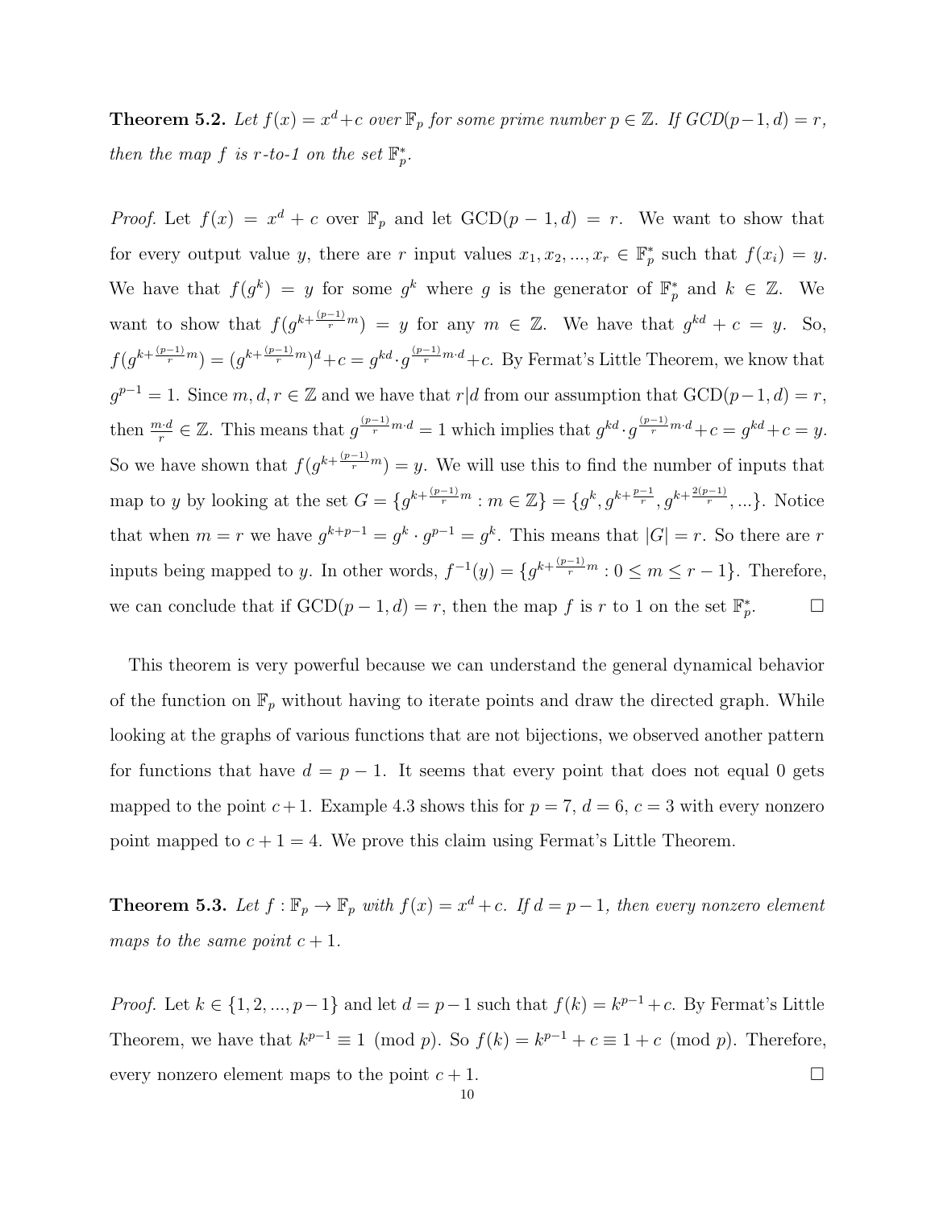**Theorem 5.2.** *Let $f(x) = x^d + c$ over $\mathbb{F}_p$ for some prime number $p \in \mathbb{Z}$. If $GCD(p-1, d) = r$, then the map $f$ is r-to-1 on the set $\mathbb{F}_p^*$.*

*Proof.* Let $f(x) = x^d + c$ over $\mathbb{F}_p$ and let $\text{GCD}(p-1, d) = r$. We want to show that for every output value $y$, there are $r$ input values $x_1, x_2, ..., x_r \in \mathbb{F}_p^*$ such that $f(x_i) = y$. We have that $f(g^k) = y$ for some $g^k$ where $g$ is the generator of $\mathbb{F}_p^*$ and $k \in \mathbb{Z}$. We want to show that $f(g^{k+\frac{(p-1)}{r}m}) = y$ for any $m \in \mathbb{Z}$. We have that $g^{kd} + c = y$. So, $f(g^{k+\frac{(p-1)}{r}m}) = (g^{k+\frac{(p-1)}{r}m})^d + c = g^{kd} \cdot g^{\frac{(p-1)}{r}m \cdot d} + c$. By Fermat's Little Theorem, we know that $g^{p-1} = 1$. Since $m, d, r \in \mathbb{Z}$ and we have that $r|d$ from our assumption that $\text{GCD}(p-1, d) = r$, then $\frac{m \cdot d}{r} \in \mathbb{Z}$. This means that $g^{\frac{(p-1)}{r}m \cdot d} = 1$ which implies that $g^{kd} \cdot g^{\frac{(p-1)}{r}m \cdot d} + c = g^{kd} + c = y$. So we have shown that $f(g^{k+\frac{(p-1)}{r}m}) = y$. We will use this to find the number of inputs that map to $y$ by looking at the set $G = \{g^{k+\frac{(p-1)}{r}m} : m \in \mathbb{Z}\} = \{g^k, g^{k+\frac{p-1}{r}}, g^{k+\frac{2(p-1)}{r}}, ...\}$. Notice that when $m = r$ we have $g^{k+p-1} = g^k \cdot g^{p-1} = g^k$. This means that $|G| = r$. So there are $r$ inputs being mapped to $y$. In other words, $f^{-1}(y) = \{g^{k+\frac{(p-1)}{r}m} : 0 \leq m \leq r-1\}$. Therefore, we can conclude that if $\text{GCD}(p-1, d) = r$, then the map $f$ is $r$ to 1 on the set $\mathbb{F}_p^*$. ☐

This theorem is very powerful because we can understand the general dynamical behavior of the function on $\mathbb{F}_p$ without having to iterate points and draw the directed graph. While looking at the graphs of various functions that are not bijections, we observed another pattern for functions that have $d = p - 1$. It seems that every point that does not equal 0 gets mapped to the point $c+1$. Example 4.3 shows this for $p = 7$, $d = 6$, $c = 3$ with every nonzero point mapped to $c + 1 = 4$. We prove this claim using Fermat's Little Theorem.

**Theorem 5.3.** *Let $f : \mathbb{F}_p \to \mathbb{F}_p$ with $f(x) = x^d + c$. If $d = p-1$, then every nonzero element maps to the same point $c + 1$.*

*Proof.* Let $k \in \{1, 2, ..., p-1\}$ and let $d = p-1$ such that $f(k) = k^{p-1} + c$. By Fermat's Little Theorem, we have that $k^{p-1} \equiv 1 \pmod{p}$. So $f(k) = k^{p-1} + c \equiv 1 + c \pmod{p}$. Therefore, every nonzero element maps to the point $c + 1$. ☐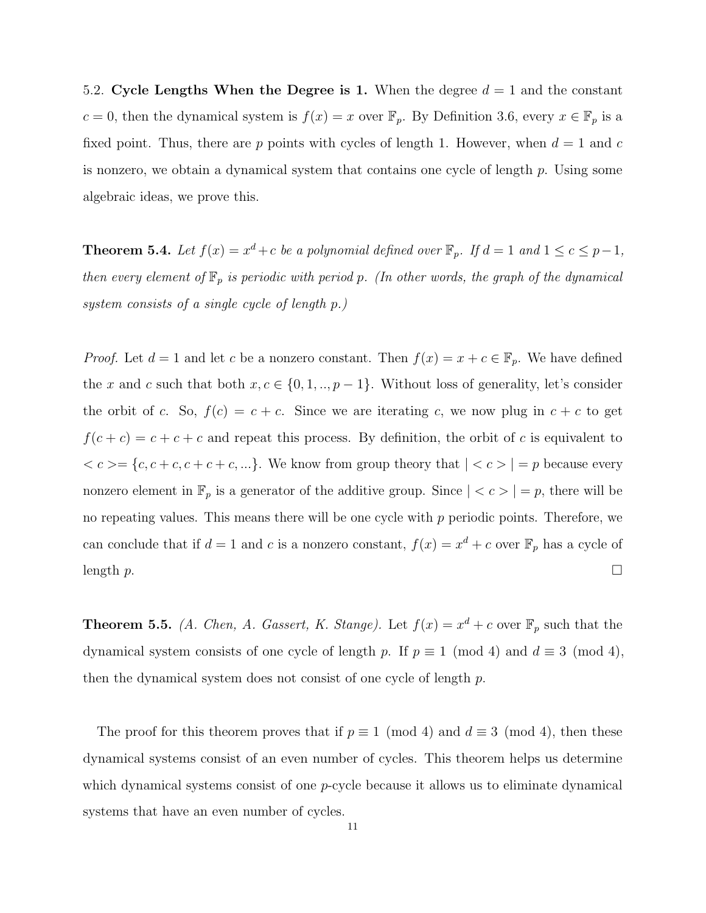5.2. **Cycle Lengths When the Degree is 1.** When the degree $d = 1$ and the constant $c = 0$, then the dynamical system is $f(x) = x$ over $\mathbb{F}_p$. By Definition 3.6, every $x \in \mathbb{F}_p$ is a fixed point. Thus, there are $p$ points with cycles of length 1. However, when $d = 1$ and $c$ is nonzero, we obtain a dynamical system that contains one cycle of length $p$. Using some algebraic ideas, we prove this.

**Theorem 5.4.** *Let $f(x) = x^d + c$ be a polynomial defined over $\mathbb{F}_p$. If $d = 1$ and $1 \leq c \leq p-1$, then every element of $\mathbb{F}_p$ is periodic with period $p$. (In other words, the graph of the dynamical system consists of a single cycle of length $p$.)*

*Proof.* Let $d = 1$ and let $c$ be a nonzero constant. Then $f(x) = x + c \in \mathbb{F}_p$. We have defined the $x$ and $c$ such that both $x, c \in \{0, 1, .., p-1\}$. Without loss of generality, let's consider the orbit of $c$. So, $f(c) = c + c$. Since we are iterating $c$, we now plug in $c + c$ to get $f(c + c) = c + c + c$ and repeat this process. By definition, the orbit of $c$ is equivalent to $< c >= \{c, c + c, c + c + c, ...\}$. We know from group theory that $| < c > | = p$ because every nonzero element in $\mathbb{F}_p$ is a generator of the additive group. Since $| < c > | = p$, there will be no repeating values. This means there will be one cycle with $p$ periodic points. Therefore, we can conclude that if $d = 1$ and $c$ is a nonzero constant, $f(x) = x^d + c$ over $\mathbb{F}_p$ has a cycle of length $p$. $\square$

**Theorem 5.5.** *(A. Chen, A. Gassert, K. Stange).* Let $f(x) = x^d + c$ over $\mathbb{F}_p$ such that the dynamical system consists of one cycle of length $p$. If $p \equiv 1 \pmod 4$ and $d \equiv 3 \pmod 4$, then the dynamical system does not consist of one cycle of length $p$.

The proof for this theorem proves that if $p \equiv 1 \pmod 4$ and $d \equiv 3 \pmod 4$, then these dynamical systems consist of an even number of cycles. This theorem helps us determine which dynamical systems consist of one $p$-cycle because it allows us to eliminate dynamical systems that have an even number of cycles.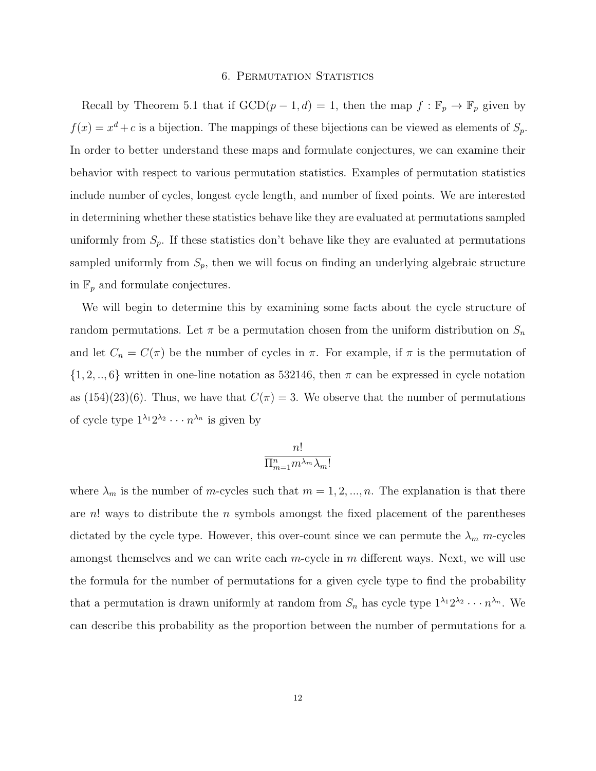# 6. Permutation Statistics

Recall by Theorem 5.1 that if $\text{GCD}(p-1, d) = 1$, then the map $f : \mathbb{F}_p \to \mathbb{F}_p$ given by $f(x) = x^d + c$ is a bijection. The mappings of these bijections can be viewed as elements of $S_p$. In order to better understand these maps and formulate conjectures, we can examine their behavior with respect to various permutation statistics. Examples of permutation statistics include number of cycles, longest cycle length, and number of fixed points. We are interested in determining whether these statistics behave like they are evaluated at permutations sampled uniformly from $S_p$. If these statistics don't behave like they are evaluated at permutations sampled uniformly from $S_p$, then we will focus on finding an underlying algebraic structure in $\mathbb{F}_p$ and formulate conjectures.

We will begin to determine this by examining some facts about the cycle structure of random permutations. Let $\pi$ be a permutation chosen from the uniform distribution on $S_n$ and let $C_n = C(\pi)$ be the number of cycles in $\pi$. For example, if $\pi$ is the permutation of $\{1, 2, .., 6\}$ written in one-line notation as 532146, then $\pi$ can be expressed in cycle notation as $(154)(23)(6)$. Thus, we have that $C(\pi) = 3$. We observe that the number of permutations of cycle type $1^{\lambda_1} 2^{\lambda_2} \cdots n^{\lambda_n}$ is given by

$$\frac{n!}{\Pi_{m=1}^{n} m^{\lambda_m} \lambda_m!}$$

where $\lambda_m$ is the number of $m$-cycles such that $m = 1, 2, ..., n$. The explanation is that there are $n!$ ways to distribute the $n$ symbols amongst the fixed placement of the parentheses dictated by the cycle type. However, this over-count since we can permute the $\lambda_m$ $m$-cycles amongst themselves and we can write each $m$-cycle in $m$ different ways. Next, we will use the formula for the number of permutations for a given cycle type to find the probability that a permutation is drawn uniformly at random from $S_n$ has cycle type $1^{\lambda_1} 2^{\lambda_2} \cdots n^{\lambda_n}$. We can describe this probability as the proportion between the number of permutations for a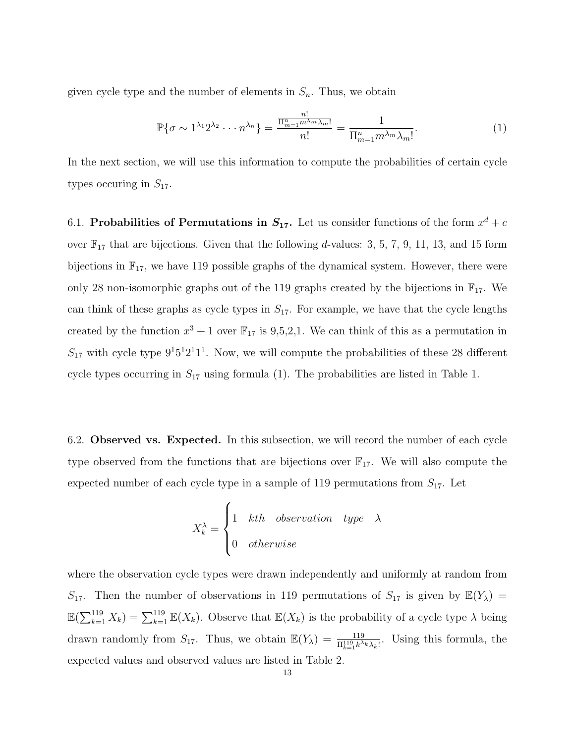given cycle type and the number of elements in $S_n$. Thus, we obtain

$$\mathbb{P}\{\sigma \sim 1^{\lambda_1}2^{\lambda_2}\cdots n^{\lambda_n}\} = \frac{\frac{n!}{\Pi_{m=1}^{n} m^{\lambda_m}\lambda_m!}}{n!} = \frac{1}{\Pi_{m=1}^{n} m^{\lambda_m}\lambda_m!}. \tag{1}$$

In the next section, we will use this information to compute the probabilities of certain cycle types occuring in $S_{17}$.

6.1. **Probabilities of Permutations in $S_{17}$.** Let us consider functions of the form $x^d + c$ over $\mathbb{F}_{17}$ that are bijections. Given that the following $d$-values: 3, 5, 7, 9, 11, 13, and 15 form bijections in $\mathbb{F}_{17}$, we have 119 possible graphs of the dynamical system. However, there were only 28 non-isomorphic graphs out of the 119 graphs created by the bijections in $\mathbb{F}_{17}$. We can think of these graphs as cycle types in $S_{17}$. For example, we have that the cycle lengths created by the function $x^3 + 1$ over $\mathbb{F}_{17}$ is 9,5,2,1. We can think of this as a permutation in $S_{17}$ with cycle type $9^1 5^1 2^1 1^1$. Now, we will compute the probabilities of these 28 different cycle types occurring in $S_{17}$ using formula (1). The probabilities are listed in Table 1.

6.2. **Observed vs. Expected.** In this subsection, we will record the number of each cycle type observed from the functions that are bijections over $\mathbb{F}_{17}$. We will also compute the expected number of each cycle type in a sample of 119 permutations from $S_{17}$. Let

$$X_k^{\lambda} = \begin{cases} 1 & kth \quad observation \quad type \quad \lambda \\ 0 & otherwise \end{cases}$$

where the observation cycle types were drawn independently and uniformly at random from $S_{17}$. Then the number of observations in 119 permutations of $S_{17}$ is given by $\mathbb{E}(Y_\lambda) = \mathbb{E}(\sum_{k=1}^{119} X_k) = \sum_{k=1}^{119} \mathbb{E}(X_k)$. Observe that $\mathbb{E}(X_k)$ is the probability of a cycle type $\lambda$ being drawn randomly from $S_{17}$. Thus, we obtain $\mathbb{E}(Y_\lambda) = \frac{119}{\Pi_{k=1}^{119} k^{\lambda_k}\lambda_k!}$. Using this formula, the expected values and observed values are listed in Table 2.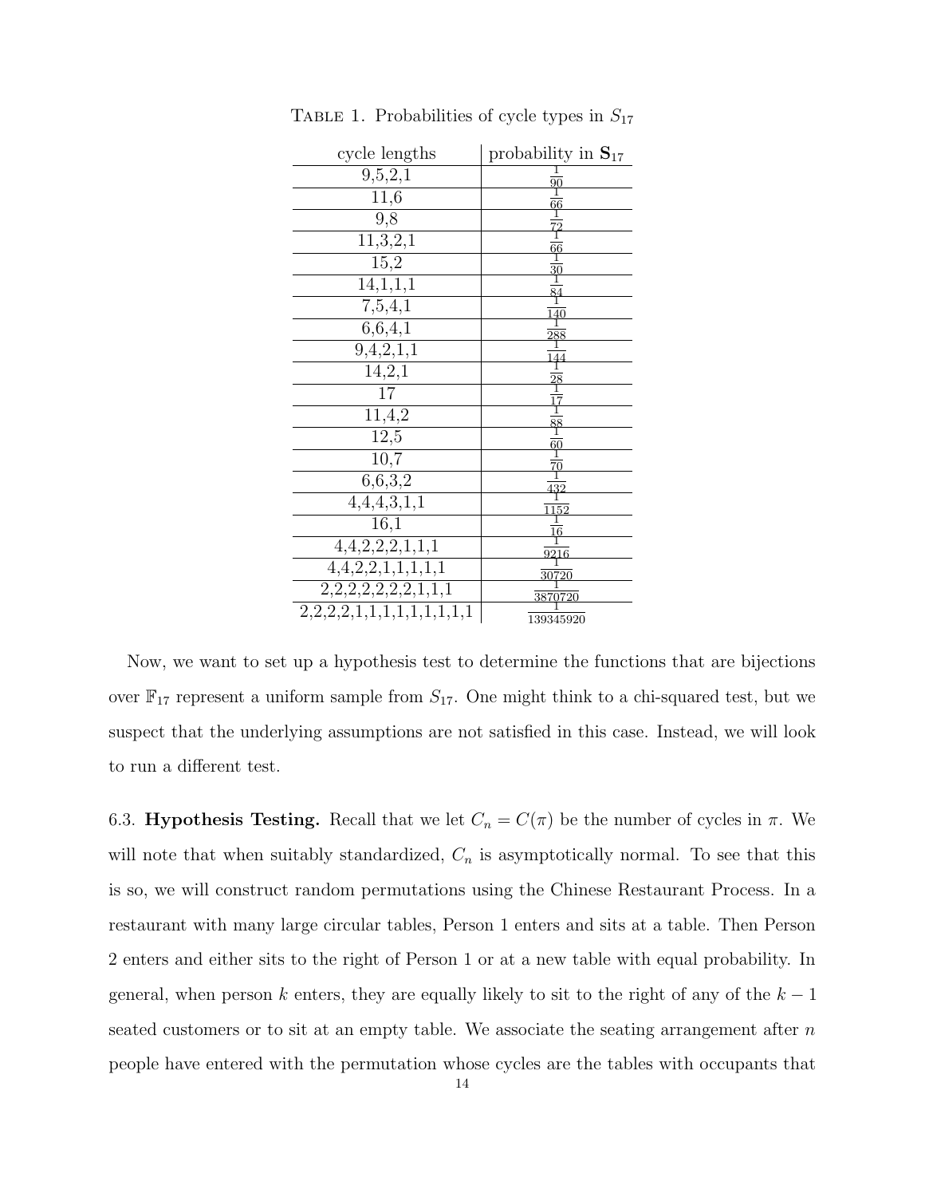Table 1. Probabilities of cycle types in $S_{17}$

| cycle lengths | probability in $\mathbf{S}_{17}$ |
|---|---|
| 9,5,2,1 | $\frac{1}{90}$ |
| 11,6 | $\frac{1}{66}$ |
| 9,8 | $\frac{1}{72}$ |
| 11,3,2,1 | $\frac{1}{66}$ |
| 15,2 | $\frac{1}{30}$ |
| 14,1,1,1 | $\frac{1}{84}$ |
| 7,5,4,1 | $\frac{1}{140}$ |
| 6,6,4,1 | $\frac{1}{288}$ |
| 9,4,2,1,1 | $\frac{1}{144}$ |
| 14,2,1 | $\frac{1}{28}$ |
| 17 | $\frac{1}{17}$ |
| 11,4,2 | $\frac{1}{88}$ |
| 12,5 | $\frac{1}{60}$ |
| 10,7 | $\frac{1}{70}$ |
| 6,6,3,2 | $\frac{1}{432}$ |
| 4,4,4,3,1,1 | $\frac{1}{1152}$ |
| 16,1 | $\frac{1}{16}$ |
| 4,4,2,2,2,1,1,1 | $\frac{1}{9216}$ |
| 4,4,2,2,1,1,1,1,1 | $\frac{1}{30720}$ |
| 2,2,2,2,2,2,2,1,1,1 | $\frac{1}{3870720}$ |
| 2,2,2,2,1,1,1,1,1,1,1,1,1 | $\frac{1}{139345920}$ |

Now, we want to set up a hypothesis test to determine the functions that are bijections over $\mathbb{F}_{17}$ represent a uniform sample from $S_{17}$. One might think to a chi-squared test, but we suspect that the underlying assumptions are not satisfied in this case. Instead, we will look to run a different test.

### 6.3. Hypothesis Testing.

Recall that we let $C_n = C(\pi)$ be the number of cycles in $\pi$. We will note that when suitably standardized, $C_n$ is asymptotically normal. To see that this is so, we will construct random permutations using the Chinese Restaurant Process. In a restaurant with many large circular tables, Person 1 enters and sits at a table. Then Person 2 enters and either sits to the right of Person 1 or at a new table with equal probability. In general, when person $k$ enters, they are equally likely to sit to the right of any of the $k-1$ seated customers or to sit at an empty table. We associate the seating arrangement after $n$ people have entered with the permutation whose cycles are the tables with occupants that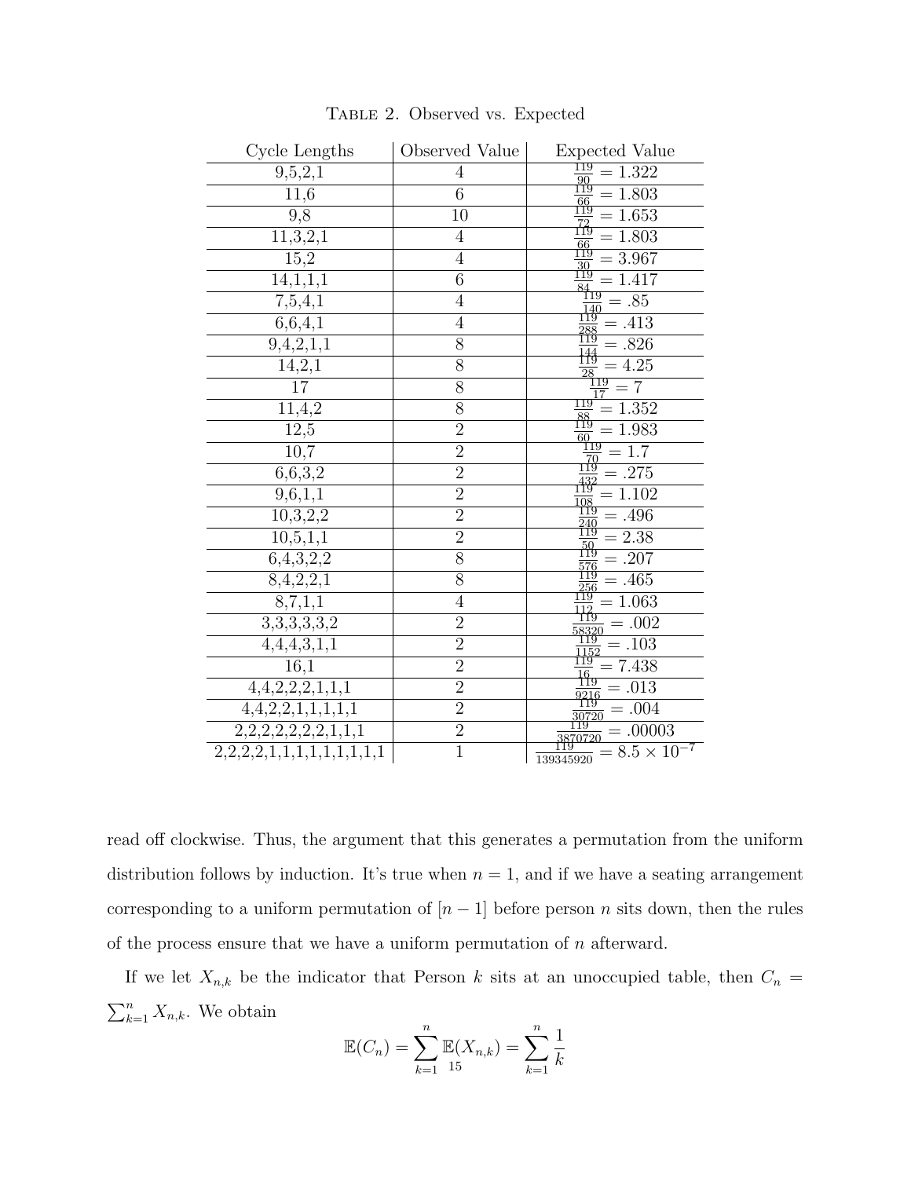Table 2. Observed vs. Expected

| Cycle Lengths | Observed Value | Expected Value |
|---|---|---|
| 9,5,2,1 | 4 | $\frac{119}{90} = 1.322$ |
| 11,6 | 6 | $\frac{119}{66} = 1.803$ |
| 9,8 | 10 | $\frac{119}{72} = 1.653$ |
| 11,3,2,1 | 4 | $\frac{119}{66} = 1.803$ |
| 15,2 | 4 | $\frac{119}{30} = 3.967$ |
| 14,1,1,1 | 6 | $\frac{119}{84} = 1.417$ |
| 7,5,4,1 | 4 | $\frac{119}{140} = .85$ |
| 6,6,4,1 | 4 | $\frac{119}{288} = .413$ |
| 9,4,2,1,1 | 8 | $\frac{119}{144} = .826$ |
| 14,2,1 | 8 | $\frac{119}{28} = 4.25$ |
| 17 | 8 | $\frac{119}{17} = 7$ |
| 11,4,2 | 8 | $\frac{119}{88} = 1.352$ |
| 12,5 | 2 | $\frac{119}{60} = 1.983$ |
| 10,7 | 2 | $\frac{119}{70} = 1.7$ |
| 6,6,3,2 | 2 | $\frac{119}{432} = .275$ |
| 9,6,1,1 | 2 | $\frac{119}{108} = 1.102$ |
| 10,3,2,2 | 2 | $\frac{119}{240} = .496$ |
| 10,5,1,1 | 2 | $\frac{119}{50} = 2.38$ |
| 6,4,3,2,2 | 8 | $\frac{119}{576} = .207$ |
| 8,4,2,2,1 | 8 | $\frac{119}{256} = .465$ |
| 8,7,1,1 | 4 | $\frac{119}{112} = 1.063$ |
| 3,3,3,3,3,2 | 2 | $\frac{119}{58320} = .002$ |
| 4,4,4,3,1,1 | 2 | $\frac{119}{1152} = .103$ |
| 16,1 | 2 | $\frac{119}{16} = 7.438$ |
| 4,4,2,2,2,1,1,1 | 2 | $\frac{119}{9216} = .013$ |
| 4,4,2,2,1,1,1,1,1 | 2 | $\frac{119}{30720} = .004$ |
| 2,2,2,2,2,2,2,1,1,1 | 2 | $\frac{119}{3870720} = .00003$ |
| 2,2,2,2,1,1,1,1,1,1,1,1,1 | 1 | $\frac{119}{139345920} = 8.5 \times 10^{-7}$ |

read off clockwise. Thus, the argument that this generates a permutation from the uniform distribution follows by induction. It's true when $n = 1$, and if we have a seating arrangement corresponding to a uniform permutation of $[n-1]$ before person $n$ sits down, then the rules of the process ensure that we have a uniform permutation of $n$ afterward.

If we let $X_{n,k}$ be the indicator that Person $k$ sits at an unoccupied table, then $C_n = \sum_{k=1}^{n} X_{n,k}$. We obtain

$$\mathbb{E}(C_n) = \sum_{k=1}^{n} \mathbb{E}(X_{n,k}) = \sum_{k=1}^{n} \frac{1}{k}$$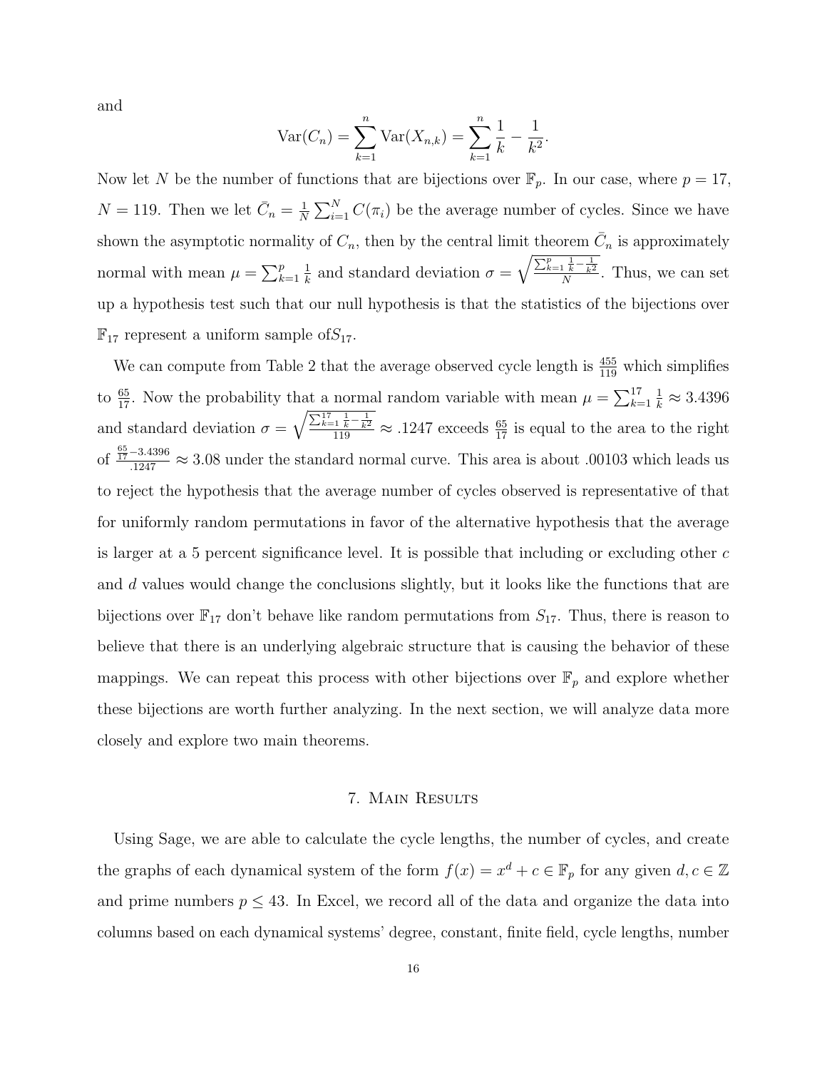and

$$\mathrm{Var}(C_n) = \sum_{k=1}^{n} \mathrm{Var}(X_{n,k}) = \sum_{k=1}^{n} \frac{1}{k} - \frac{1}{k^2}.$$

Now let $N$ be the number of functions that are bijections over $\mathbb{F}_p$. In our case, where $p = 17$, $N = 119$. Then we let $\bar{C}_n = \frac{1}{N}\sum_{i=1}^{N} C(\pi_i)$ be the average number of cycles. Since we have shown the asymptotic normality of $C_n$, then by the central limit theorem $\bar{C}_n$ is approximately normal with mean $\mu = \sum_{k=1}^{p} \frac{1}{k}$ and standard deviation $\sigma = \sqrt{\frac{\sum_{k=1}^{p} \frac{1}{k} - \frac{1}{k^2}}{N}}$. Thus, we can set up a hypothesis test such that our null hypothesis is that the statistics of the bijections over $\mathbb{F}_{17}$ represent a uniform sample of$S_{17}$.

We can compute from Table 2 that the average observed cycle length is $\frac{455}{119}$ which simplifies to $\frac{65}{17}$. Now the probability that a normal random variable with mean $\mu = \sum_{k=1}^{17} \frac{1}{k} \approx 3.4396$ and standard deviation $\sigma = \sqrt{\frac{\sum_{k=1}^{17} \frac{1}{k} - \frac{1}{k^2}}{119}} \approx .1247$ exceeds $\frac{65}{17}$ is equal to the area to the right of $\frac{\frac{65}{17} - 3.4396}{.1247} \approx 3.08$ under the standard normal curve. This area is about .00103 which leads us to reject the hypothesis that the average number of cycles observed is representative of that for uniformly random permutations in favor of the alternative hypothesis that the average is larger at a 5 percent significance level. It is possible that including or excluding other $c$ and $d$ values would change the conclusions slightly, but it looks like the functions that are bijections over $\mathbb{F}_{17}$ don't behave like random permutations from $S_{17}$. Thus, there is reason to believe that there is an underlying algebraic structure that is causing the behavior of these mappings. We can repeat this process with other bijections over $\mathbb{F}_p$ and explore whether these bijections are worth further analyzing. In the next section, we will analyze data more closely and explore two main theorems.

## 7. Main Results

Using Sage, we are able to calculate the cycle lengths, the number of cycles, and create the graphs of each dynamical system of the form $f(x) = x^d + c \in \mathbb{F}_p$ for any given $d, c \in \mathbb{Z}$ and prime numbers $p \leq 43$. In Excel, we record all of the data and organize the data into columns based on each dynamical systems' degree, constant, finite field, cycle lengths, number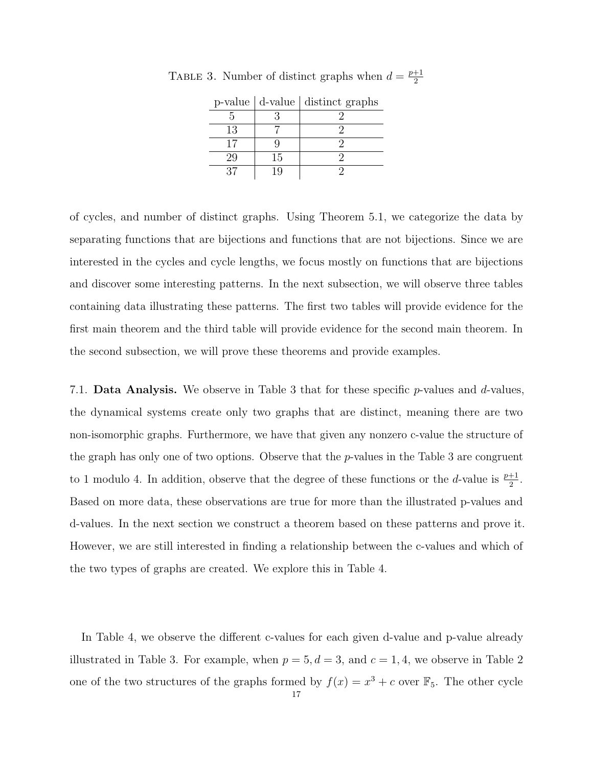TABLE 3. Number of distinct graphs when $d = \frac{p+1}{2}$

| p-value | d-value | distinct graphs |
|---|---|---|
| 5 | 3 | 2 |
| 13 | 7 | 2 |
| 17 | 9 | 2 |
| 29 | 15 | 2 |
| 37 | 19 | 2 |

of cycles, and number of distinct graphs. Using Theorem 5.1, we categorize the data by separating functions that are bijections and functions that are not bijections. Since we are interested in the cycles and cycle lengths, we focus mostly on functions that are bijections and discover some interesting patterns. In the next subsection, we will observe three tables containing data illustrating these patterns. The first two tables will provide evidence for the first main theorem and the third table will provide evidence for the second main theorem. In the second subsection, we will prove these theorems and provide examples.

7.1. **Data Analysis.** We observe in Table 3 that for these specific $p$-values and $d$-values, the dynamical systems create only two graphs that are distinct, meaning there are two non-isomorphic graphs. Furthermore, we have that given any nonzero c-value the structure of the graph has only one of two options. Observe that the $p$-values in the Table 3 are congruent to 1 modulo 4. In addition, observe that the degree of these functions or the $d$-value is $\frac{p+1}{2}$. Based on more data, these observations are true for more than the illustrated p-values and d-values. In the next section we construct a theorem based on these patterns and prove it. However, we are still interested in finding a relationship between the c-values and which of the two types of graphs are created. We explore this in Table 4.

In Table 4, we observe the different c-values for each given d-value and p-value already illustrated in Table 3. For example, when $p = 5, d = 3$, and $c = 1, 4$, we observe in Table 2 one of the two structures of the graphs formed by $f(x) = x^3 + c$ over $\mathbb{F}_5$. The other cycle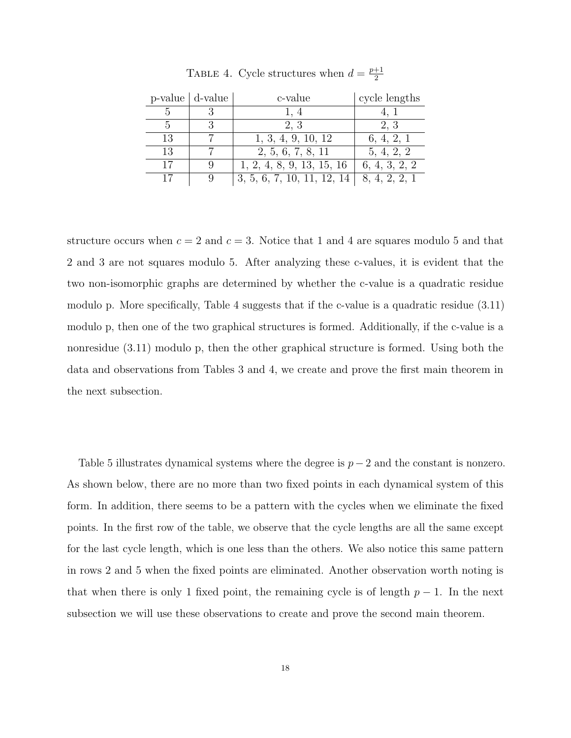TABLE 4. Cycle structures when $d = \frac{p+1}{2}$

| p-value | d-value | c-value | cycle lengths |
|---|---|---|---|
| 5 | 3 | 1, 4 | 4, 1 |
| 5 | 3 | 2, 3 | 2, 3 |
| 13 | 7 | 1, 3, 4, 9, 10, 12 | 6, 4, 2, 1 |
| 13 | 7 | 2, 5, 6, 7, 8, 11 | 5, 4, 2, 2 |
| 17 | 9 | 1, 2, 4, 8, 9, 13, 15, 16 | 6, 4, 3, 2, 2 |
| 17 | 9 | 3, 5, 6, 7, 10, 11, 12, 14 | 8, 4, 2, 2, 1 |

structure occurs when $c = 2$ and $c = 3$. Notice that 1 and 4 are squares modulo 5 and that 2 and 3 are not squares modulo 5. After analyzing these c-values, it is evident that the two non-isomorphic graphs are determined by whether the c-value is a quadratic residue modulo p. More specifically, Table 4 suggests that if the c-value is a quadratic residue (3.11) modulo p, then one of the two graphical structures is formed. Additionally, if the c-value is a nonresidue (3.11) modulo p, then the other graphical structure is formed. Using both the data and observations from Tables 3 and 4, we create and prove the first main theorem in the next subsection.

Table 5 illustrates dynamical systems where the degree is $p-2$ and the constant is nonzero. As shown below, there are no more than two fixed points in each dynamical system of this form. In addition, there seems to be a pattern with the cycles when we eliminate the fixed points. In the first row of the table, we observe that the cycle lengths are all the same except for the last cycle length, which is one less than the others. We also notice this same pattern in rows 2 and 5 when the fixed points are eliminated. Another observation worth noting is that when there is only 1 fixed point, the remaining cycle is of length $p-1$. In the next subsection we will use these observations to create and prove the second main theorem.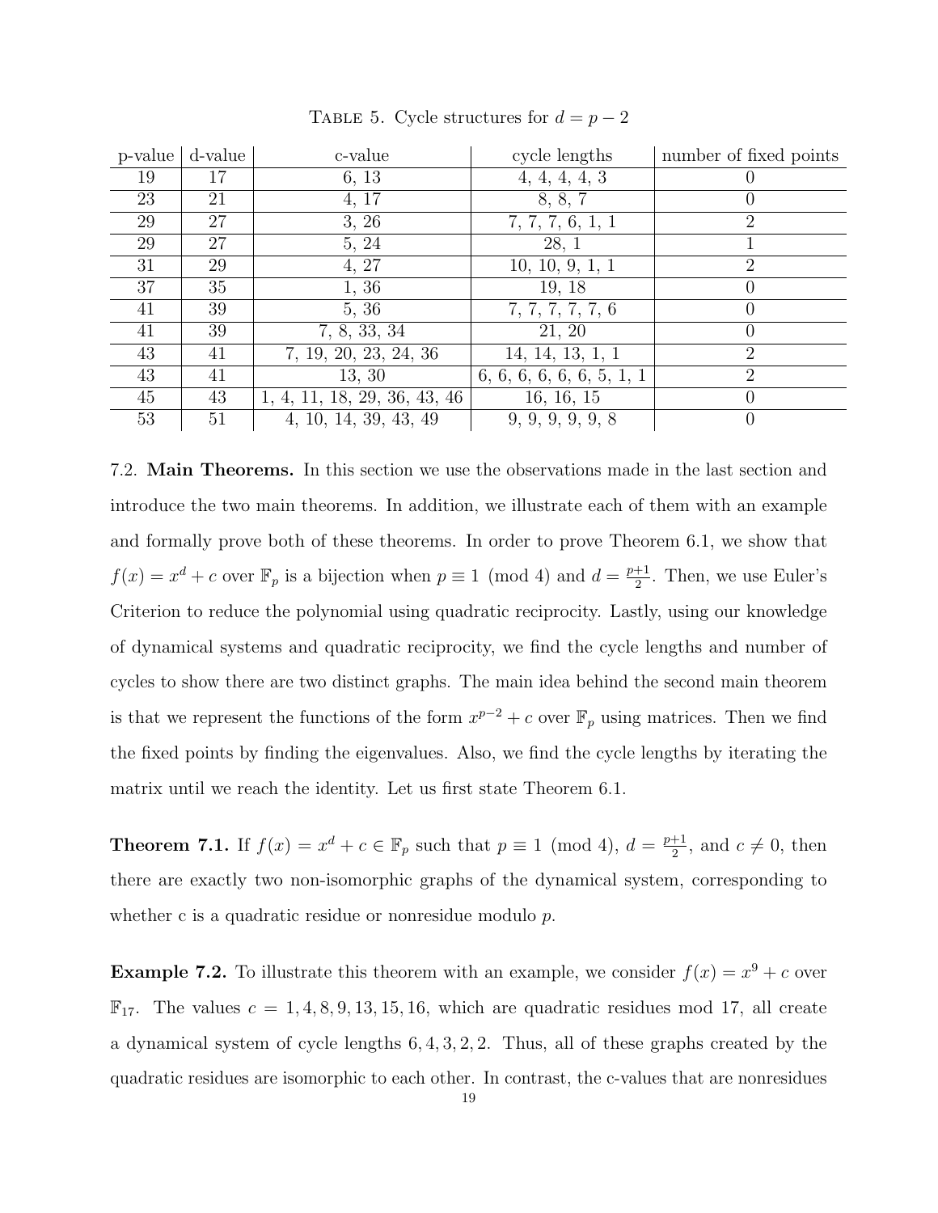TABLE 5. Cycle structures for $d = p - 2$

| p-value | d-value | c-value | cycle lengths | number of fixed points |
|---|---|---|---|---|
| 19 | 17 | 6, 13 | 4, 4, 4, 4, 3 | 0 |
| 23 | 21 | 4, 17 | 8, 8, 7 | 0 |
| 29 | 27 | 3, 26 | 7, 7, 7, 6, 1, 1 | 2 |
| 29 | 27 | 5, 24 | 28, 1 | 1 |
| 31 | 29 | 4, 27 | 10, 10, 9, 1, 1 | 2 |
| 37 | 35 | 1, 36 | 19, 18 | 0 |
| 41 | 39 | 5, 36 | 7, 7, 7, 7, 7, 6 | 0 |
| 41 | 39 | 7, 8, 33, 34 | 21, 20 | 0 |
| 43 | 41 | 7, 19, 20, 23, 24, 36 | 14, 14, 13, 1, 1 | 2 |
| 43 | 41 | 13, 30 | 6, 6, 6, 6, 6, 6, 5, 1, 1 | 2 |
| 45 | 43 | 1, 4, 11, 18, 29, 36, 43, 46 | 16, 16, 15 | 0 |
| 53 | 51 | 4, 10, 14, 39, 43, 49 | 9, 9, 9, 9, 9, 8 | 0 |

7.2. **Main Theorems.** In this section we use the observations made in the last section and introduce the two main theorems. In addition, we illustrate each of them with an example and formally prove both of these theorems. In order to prove Theorem 6.1, we show that $f(x) = x^d + c$ over $\mathbb{F}_p$ is a bijection when $p \equiv 1 \pmod 4$ and $d = \frac{p+1}{2}$. Then, we use Euler's Criterion to reduce the polynomial using quadratic reciprocity. Lastly, using our knowledge of dynamical systems and quadratic reciprocity, we find the cycle lengths and number of cycles to show there are two distinct graphs. The main idea behind the second main theorem is that we represent the functions of the form $x^{p-2} + c$ over $\mathbb{F}_p$ using matrices. Then we find the fixed points by finding the eigenvalues. Also, we find the cycle lengths by iterating the matrix until we reach the identity. Let us first state Theorem 6.1.

**Theorem 7.1.** If $f(x) = x^d + c \in \mathbb{F}_p$ such that $p \equiv 1 \pmod 4$, $d = \frac{p+1}{2}$, and $c \neq 0$, then there are exactly two non-isomorphic graphs of the dynamical system, corresponding to whether c is a quadratic residue or nonresidue modulo $p$.

**Example 7.2.** To illustrate this theorem with an example, we consider $f(x) = x^9 + c$ over $\mathbb{F}_{17}$. The values $c = 1, 4, 8, 9, 13, 15, 16$, which are quadratic residues mod 17, all create a dynamical system of cycle lengths $6, 4, 3, 2, 2$. Thus, all of these graphs created by the quadratic residues are isomorphic to each other. In contrast, the c-values that are nonresidues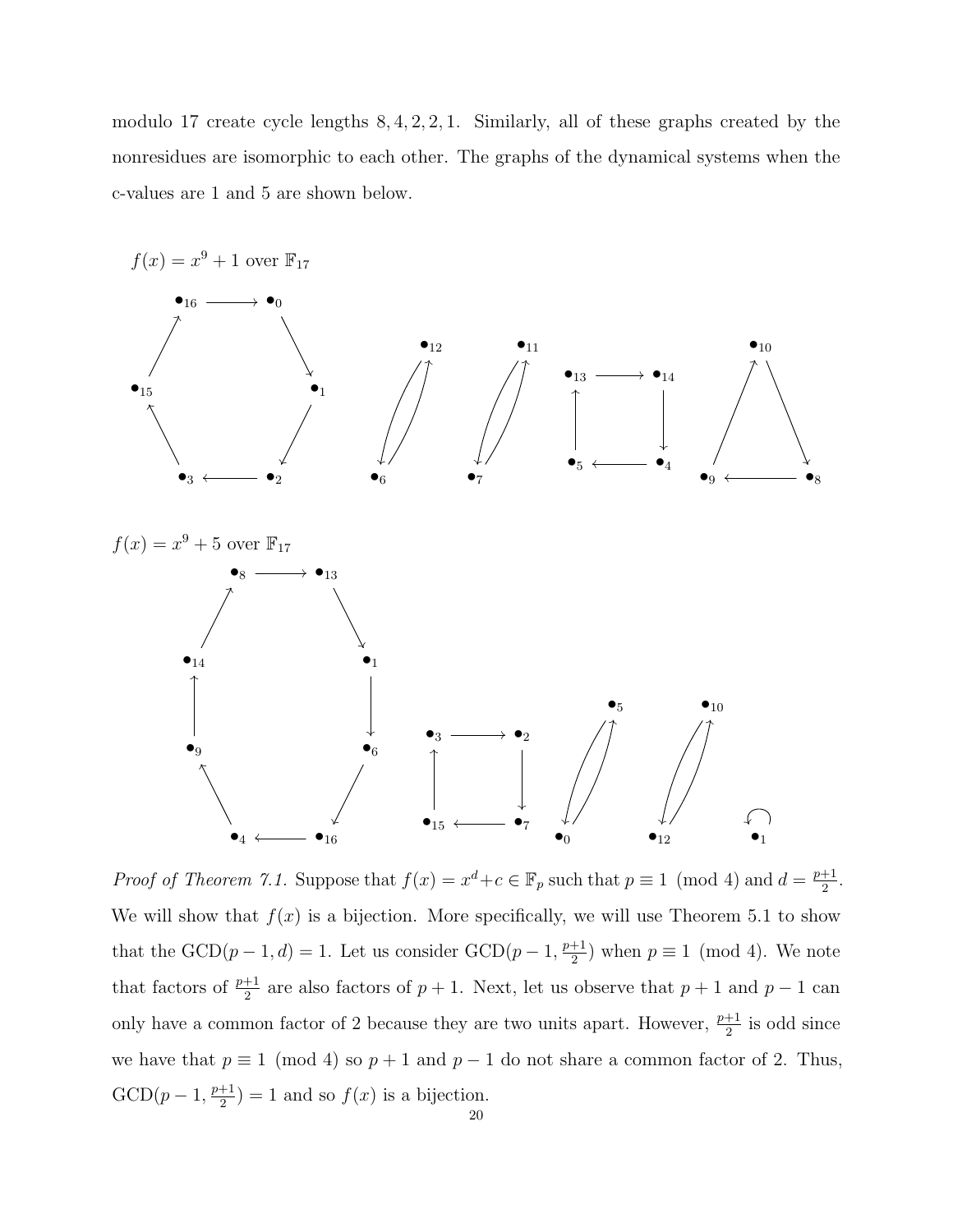modulo 17 create cycle lengths 8, 4, 2, 2, 1. Similarly, all of these graphs created by the nonresidues are isomorphic to each other. The graphs of the dynamical systems when the c-values are 1 and 5 are shown below.

$f(x) = x^9 + 1$ over $\mathbb{F}_{17}$

$f(x) = x^9 + 5$ over $\mathbb{F}_{17}$

*Proof of Theorem 7.1.* Suppose that $f(x) = x^d + c \in \mathbb{F}_p$ such that $p \equiv 1 \pmod 4$ and $d = \frac{p+1}{2}$. We will show that $f(x)$ is a bijection. More specifically, we will use Theorem 5.1 to show that the $\text{GCD}(p-1, d) = 1$. Let us consider $\text{GCD}(p-1, \frac{p+1}{2})$ when $p \equiv 1 \pmod 4$. We note that factors of $\frac{p+1}{2}$ are also factors of $p+1$. Next, let us observe that $p+1$ and $p-1$ can only have a common factor of 2 because they are two units apart. However, $\frac{p+1}{2}$ is odd since we have that $p \equiv 1 \pmod 4$ so $p+1$ and $p-1$ do not share a common factor of 2. Thus, $\text{GCD}(p-1, \frac{p+1}{2}) = 1$ and so $f(x)$ is a bijection.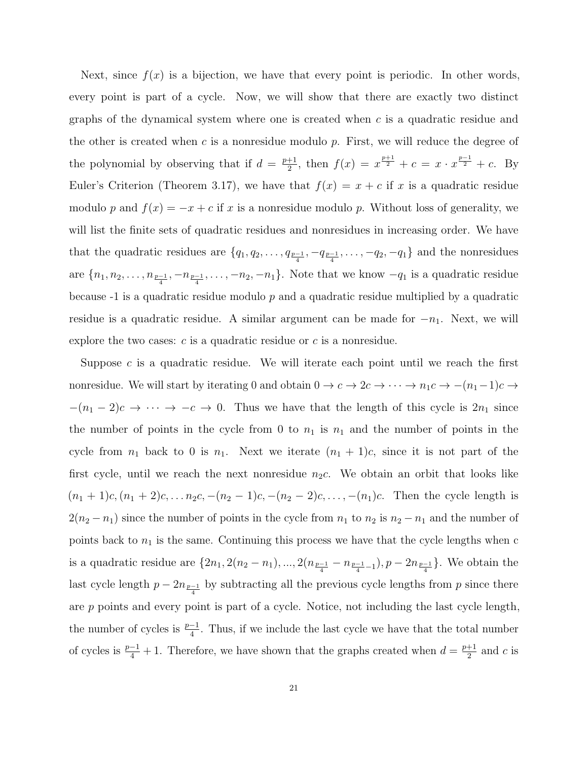Next, since $f(x)$ is a bijection, we have that every point is periodic. In other words, every point is part of a cycle. Now, we will show that there are exactly two distinct graphs of the dynamical system where one is created when $c$ is a quadratic residue and the other is created when $c$ is a nonresidue modulo $p$. First, we will reduce the degree of the polynomial by observing that if $d = \frac{p+1}{2}$, then $f(x) = x^{\frac{p+1}{2}} + c = x \cdot x^{\frac{p-1}{2}} + c$. By Euler's Criterion (Theorem 3.17), we have that $f(x) = x + c$ if $x$ is a quadratic residue modulo $p$ and $f(x) = -x + c$ if $x$ is a nonresidue modulo $p$. Without loss of generality, we will list the finite sets of quadratic residues and nonresidues in increasing order. We have that the quadratic residues are $\{q_1, q_2, \ldots, q_{\frac{p-1}{4}}, -q_{\frac{p-1}{4}}, \ldots, -q_2, -q_1\}$ and the nonresidues are $\{n_1, n_2, \ldots, n_{\frac{p-1}{4}}, -n_{\frac{p-1}{4}}, \ldots, -n_2, -n_1\}$. Note that we know $-q_1$ is a quadratic residue because -1 is a quadratic residue modulo $p$ and a quadratic residue multiplied by a quadratic residue is a quadratic residue. A similar argument can be made for $-n_1$. Next, we will explore the two cases: $c$ is a quadratic residue or $c$ is a nonresidue.

Suppose $c$ is a quadratic residue. We will iterate each point until we reach the first nonresidue. We will start by iterating 0 and obtain $0 \to c \to 2c \to \cdots \to n_1 c \to -(n_1 - 1)c \to -(n_1 - 2)c \to \cdots \to -c \to 0$. Thus we have that the length of this cycle is $2n_1$ since the number of points in the cycle from 0 to $n_1$ is $n_1$ and the number of points in the cycle from $n_1$ back to 0 is $n_1$. Next we iterate $(n_1 + 1)c$, since it is not part of the first cycle, until we reach the next nonresidue $n_2 c$. We obtain an orbit that looks like $(n_1 + 1)c, (n_1 + 2)c, \ldots n_2 c, -(n_2 - 1)c, -(n_2 - 2)c, \ldots, -(n_1)c$. Then the cycle length is $2(n_2 - n_1)$ since the number of points in the cycle from $n_1$ to $n_2$ is $n_2 - n_1$ and the number of points back to $n_1$ is the same. Continuing this process we have that the cycle lengths when c is a quadratic residue are $\{2n_1, 2(n_2 - n_1), ..., 2(n_{\frac{p-1}{4}} - n_{\frac{p-1}{4}-1}), p - 2n_{\frac{p-1}{4}}\}$. We obtain the last cycle length $p - 2n_{\frac{p-1}{4}}$ by subtracting all the previous cycle lengths from $p$ since there are $p$ points and every point is part of a cycle. Notice, not including the last cycle length, the number of cycles is $\frac{p-1}{4}$. Thus, if we include the last cycle we have that the total number of cycles is $\frac{p-1}{4} + 1$. Therefore, we have shown that the graphs created when $d = \frac{p+1}{2}$ and $c$ is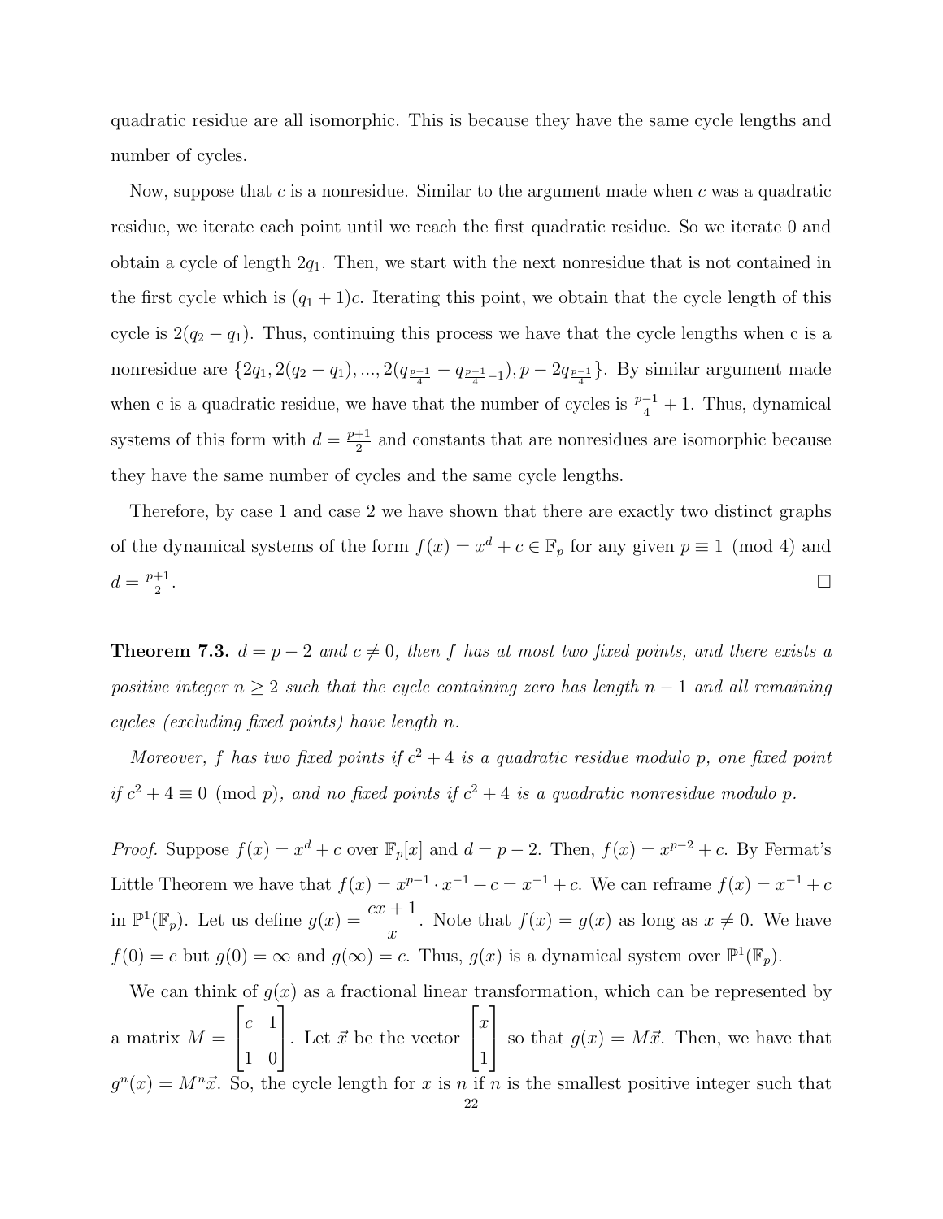quadratic residue are all isomorphic. This is because they have the same cycle lengths and number of cycles.

Now, suppose that $c$ is a nonresidue. Similar to the argument made when $c$ was a quadratic residue, we iterate each point until we reach the first quadratic residue. So we iterate 0 and obtain a cycle of length $2q_1$. Then, we start with the next nonresidue that is not contained in the first cycle which is $(q_1+1)c$. Iterating this point, we obtain that the cycle length of this cycle is $2(q_2 - q_1)$. Thus, continuing this process we have that the cycle lengths when c is a nonresidue are $\{2q_1, 2(q_2 - q_1), ..., 2(q_{\frac{p-1}{4}} - q_{\frac{p-1}{4}-1}), p - 2q_{\frac{p-1}{4}}\}$. By similar argument made when c is a quadratic residue, we have that the number of cycles is $\frac{p-1}{4} + 1$. Thus, dynamical systems of this form with $d = \frac{p+1}{2}$ and constants that are nonresidues are isomorphic because they have the same number of cycles and the same cycle lengths.

Therefore, by case 1 and case 2 we have shown that there are exactly two distinct graphs of the dynamical systems of the form $f(x) = x^d + c \in \mathbb{F}_p$ for any given $p \equiv 1 \pmod 4$ and $d = \frac{p+1}{2}$. □

**Theorem 7.3.** *$d = p-2$ and $c \neq 0$, then $f$ has at most two fixed points, and there exists a positive integer $n \geq 2$ such that the cycle containing zero has length $n-1$ and all remaining cycles (excluding fixed points) have length $n$.*

*Moreover, $f$ has two fixed points if $c^2+4$ is a quadratic residue modulo $p$, one fixed point if $c^2 + 4 \equiv 0 \pmod p$, and no fixed points if $c^2+4$ is a quadratic nonresidue modulo $p$.*

*Proof.* Suppose $f(x) = x^d + c$ over $\mathbb{F}_p[x]$ and $d = p-2$. Then, $f(x) = x^{p-2} + c$. By Fermat's Little Theorem we have that $f(x) = x^{p-1} \cdot x^{-1} + c = x^{-1} + c$. We can reframe $f(x) = x^{-1} + c$ in $\mathbb{P}^1(\mathbb{F}_p)$. Let us define $g(x) = \dfrac{cx+1}{x}$. Note that $f(x) = g(x)$ as long as $x \neq 0$. We have $f(0) = c$ but $g(0) = \infty$ and $g(\infty) = c$. Thus, $g(x)$ is a dynamical system over $\mathbb{P}^1(\mathbb{F}_p)$.

We can think of $g(x)$ as a fractional linear transformation, which can be represented by a matrix $M = \begin{bmatrix} c & 1 \\ 1 & 0 \end{bmatrix}$. Let $\vec{x}$ be the vector $\begin{bmatrix} x \\ 1 \end{bmatrix}$ so that $g(x) = M\vec{x}$. Then, we have that $g^n(x) = M^n\vec{x}$. So, the cycle length for $x$ is $n$ if $n$ is the smallest positive integer such that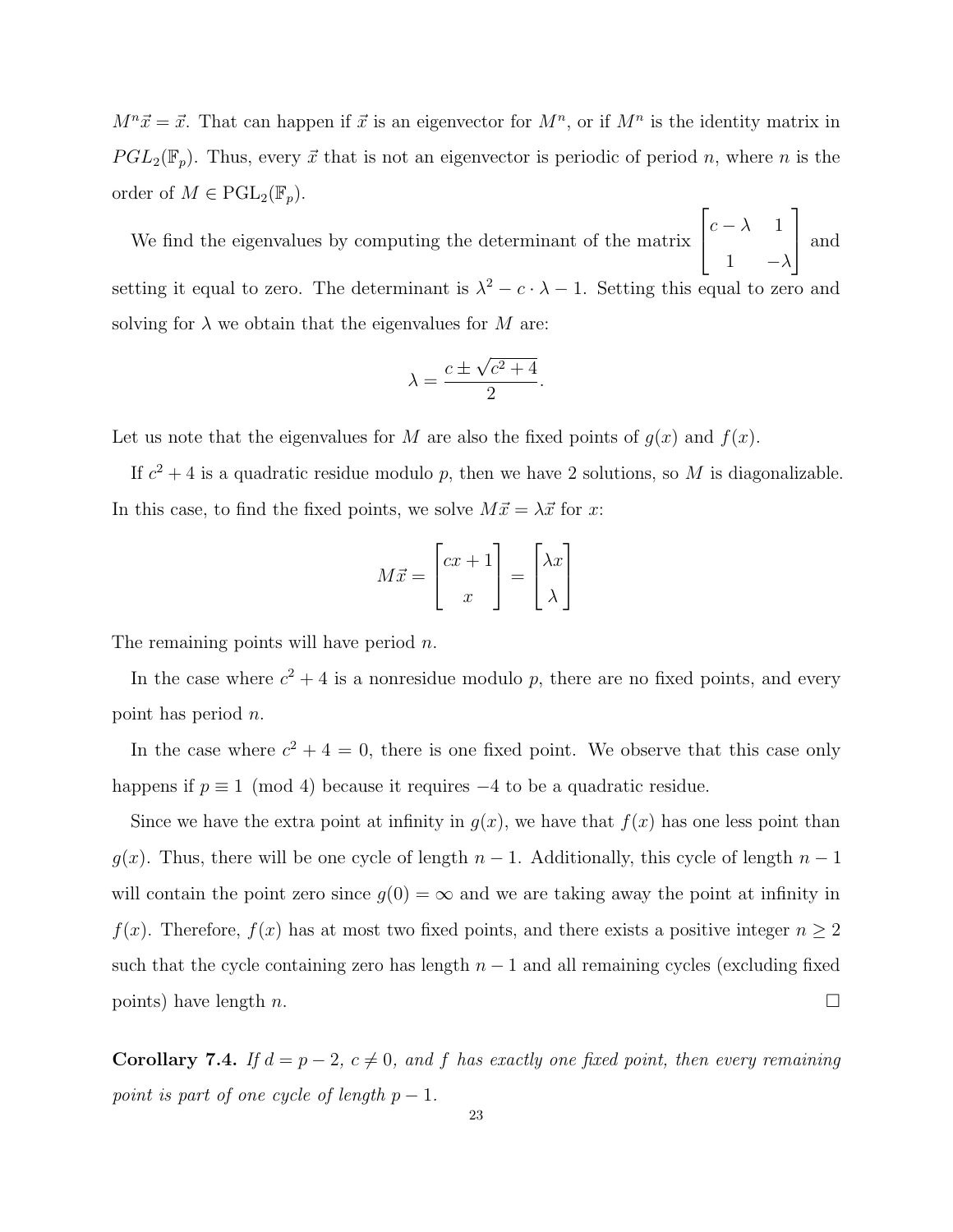$M^n\vec{x} = \vec{x}$. That can happen if $\vec{x}$ is an eigenvector for $M^n$, or if $M^n$ is the identity matrix in $PGL_2(\mathbb{F}_p)$. Thus, every $\vec{x}$ that is not an eigenvector is periodic of period $n$, where $n$ is the order of $M \in \mathrm{PGL}_2(\mathbb{F}_p)$.

We find the eigenvalues by computing the determinant of the matrix $\begin{bmatrix} c-\lambda & 1 \\ 1 & -\lambda \end{bmatrix}$ and setting it equal to zero. The determinant is $\lambda^2 - c \cdot \lambda - 1$. Setting this equal to zero and solving for $\lambda$ we obtain that the eigenvalues for $M$ are:

$$\lambda = \frac{c \pm \sqrt{c^2+4}}{2}.$$

Let us note that the eigenvalues for $M$ are also the fixed points of $g(x)$ and $f(x)$.

If $c^2+4$ is a quadratic residue modulo $p$, then we have 2 solutions, so $M$ is diagonalizable. In this case, to find the fixed points, we solve $M\vec{x} = \lambda\vec{x}$ for $x$:

$$M\vec{x} = \begin{bmatrix} cx+1 \\ x \end{bmatrix} = \begin{bmatrix} \lambda x \\ \lambda \end{bmatrix}$$

The remaining points will have period $n$.

In the case where $c^2+4$ is a nonresidue modulo $p$, there are no fixed points, and every point has period $n$.

In the case where $c^2+4=0$, there is one fixed point. We observe that this case only happens if $p \equiv 1 \pmod 4$ because it requires $-4$ to be a quadratic residue.

Since we have the extra point at infinity in $g(x)$, we have that $f(x)$ has one less point than $g(x)$. Thus, there will be one cycle of length $n-1$. Additionally, this cycle of length $n-1$ will contain the point zero since $g(0) = \infty$ and we are taking away the point at infinity in $f(x)$. Therefore, $f(x)$ has at most two fixed points, and there exists a positive integer $n \geq 2$ such that the cycle containing zero has length $n-1$ and all remaining cycles (excluding fixed points) have length $n$. □

**Corollary 7.4.** *If $d = p-2$, $c \neq 0$, and $f$ has exactly one fixed point, then every remaining point is part of one cycle of length $p-1$.*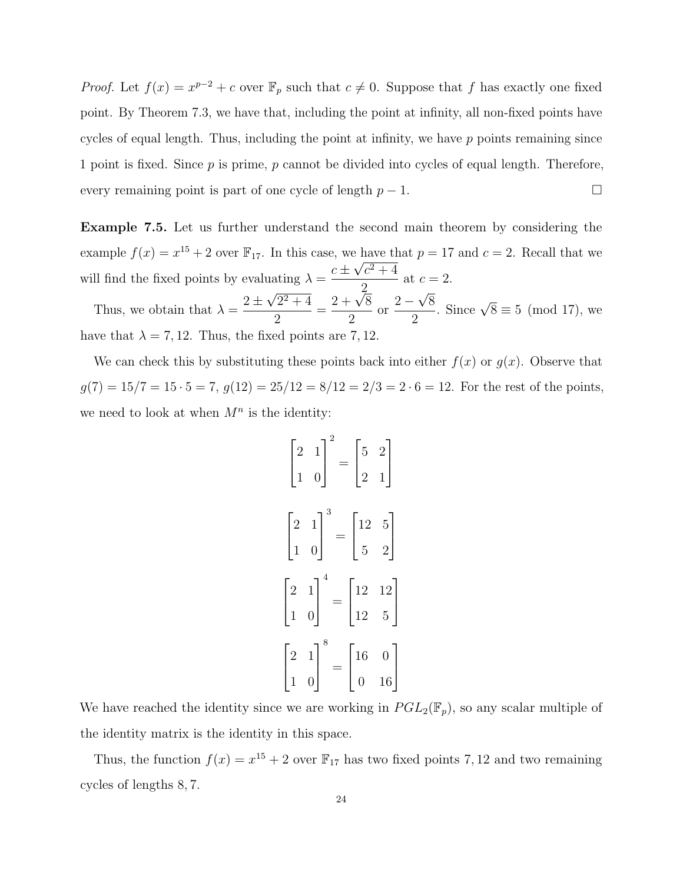*Proof.* Let $f(x) = x^{p-2} + c$ over $\mathbb{F}_p$ such that $c \neq 0$. Suppose that $f$ has exactly one fixed point. By Theorem 7.3, we have that, including the point at infinity, all non-fixed points have cycles of equal length. Thus, including the point at infinity, we have $p$ points remaining since 1 point is fixed. Since $p$ is prime, $p$ cannot be divided into cycles of equal length. Therefore, every remaining point is part of one cycle of length $p - 1$. $\square$

**Example 7.5.** Let us further understand the second main theorem by considering the example $f(x) = x^{15} + 2$ over $\mathbb{F}_{17}$. In this case, we have that $p = 17$ and $c = 2$. Recall that we will find the fixed points by evaluating $\lambda = \dfrac{c \pm \sqrt{c^2 + 4}}{2}$ at $c = 2$.

Thus, we obtain that $\lambda = \dfrac{2 \pm \sqrt{2^2 + 4}}{2} = \dfrac{2 + \sqrt{8}}{2}$ or $\dfrac{2 - \sqrt{8}}{2}$. Since $\sqrt{8} \equiv 5 \pmod{17}$, we have that $\lambda = 7, 12$. Thus, the fixed points are $7, 12$.

We can check this by substituting these points back into either $f(x)$ or $g(x)$. Observe that $g(7) = 15/7 = 15 \cdot 5 = 7$, $g(12) = 25/12 = 8/12 = 2/3 = 2 \cdot 6 = 12$. For the rest of the points, we need to look at when $M^n$ is the identity:

$$\begin{bmatrix} 2 & 1 \\ 1 & 0 \end{bmatrix}^2 = \begin{bmatrix} 5 & 2 \\ 2 & 1 \end{bmatrix}$$

$$\begin{bmatrix} 2 & 1 \\ 1 & 0 \end{bmatrix}^3 = \begin{bmatrix} 12 & 5 \\ 5 & 2 \end{bmatrix}$$

$$\begin{bmatrix} 2 & 1 \\ 1 & 0 \end{bmatrix}^4 = \begin{bmatrix} 12 & 12 \\ 12 & 5 \end{bmatrix}$$

$$\begin{bmatrix} 2 & 1 \\ 1 & 0 \end{bmatrix}^8 = \begin{bmatrix} 16 & 0 \\ 0 & 16 \end{bmatrix}$$

We have reached the identity since we are working in $PGL_2(\mathbb{F}_p)$, so any scalar multiple of the identity matrix is the identity in this space.

Thus, the function $f(x) = x^{15} + 2$ over $\mathbb{F}_{17}$ has two fixed points $7, 12$ and two remaining cycles of lengths $8, 7$.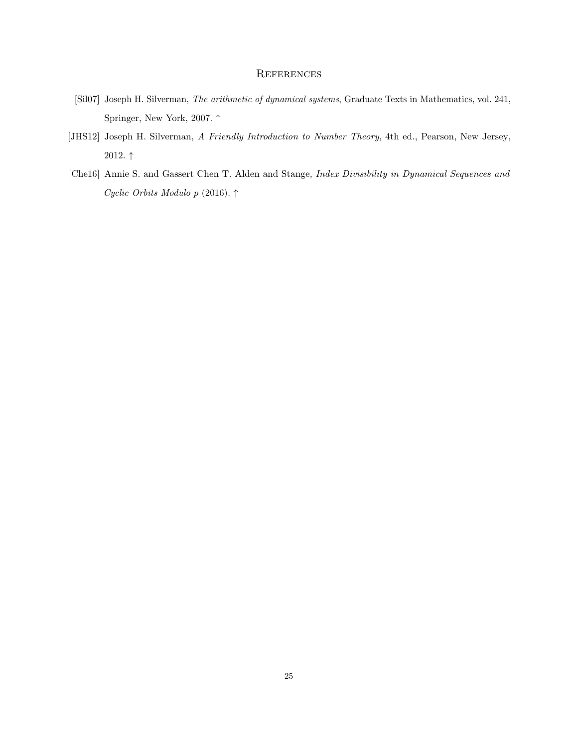## References

[Sil07] Joseph H. Silverman, *The arithmetic of dynamical systems*, Graduate Texts in Mathematics, vol. 241, Springer, New York, 2007. ↑

[JHS12] Joseph H. Silverman, *A Friendly Introduction to Number Theory*, 4th ed., Pearson, New Jersey, 2012. ↑

[Che16] Annie S. and Gassert Chen T. Alden and Stange, *Index Divisibility in Dynamical Sequences and Cyclic Orbits Modulo p* (2016). ↑